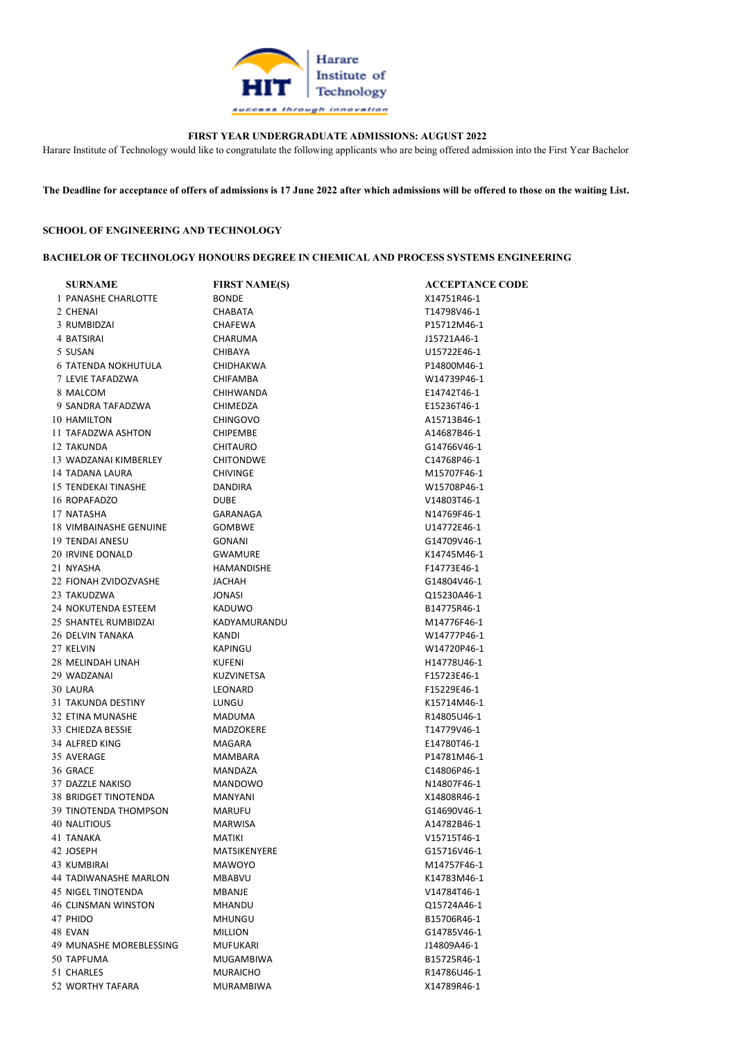Harare Institute of Technology

*success through innovation*

**FIRST YEAR UNDERGRADUATE ADMISSIONS: AUGUST 2022**

Harare Institute of Technology would like to congratulate the following applicants who are being offered admission into the First Year Bachelor

**The Deadline for acceptance of offers of admissions is 17 June 2022 after which admissions will be offered to those on the waiting List.**

**SCHOOL OF ENGINEERING AND TECHNOLOGY**

**BACHELOR OF TECHNOLOGY HONOURS DEGREE IN CHEMICAL AND PROCESS SYSTEMS ENGINEERING**

| | SURNAME | FIRST NAME(S) | ACCEPTANCE CODE |
|---|---|---|---|
| 1 | PANASHE CHARLOTTE | BONDE | X14751R46-1 |
| 2 | CHENAI | CHABATA | T14798V46-1 |
| 3 | RUMBIDZAI | CHAFEWA | P15712M46-1 |
| 4 | BATSIRAI | CHARUMA | J15721A46-1 |
| 5 | SUSAN | CHIBAYA | U15722E46-1 |
| 6 | TATENDA NOKHUTULA | CHIDHAKWA | P14800M46-1 |
| 7 | LEVIE TAFADZWA | CHIFAMBA | W14739P46-1 |
| 8 | MALCOM | CHIHWANDA | E14742T46-1 |
| 9 | SANDRA TAFADZWA | CHIMEDZA | E15236T46-1 |
| 10 | HAMILTON | CHINGOVO | A15713B46-1 |
| 11 | TAFADZWA ASHTON | CHIPEMBE | A14687B46-1 |
| 12 | TAKUNDA | CHITAURO | G14766V46-1 |
| 13 | WADZANAI KIMBERLEY | CHITONDWE | C14768P46-1 |
| 14 | TADANA LAURA | CHIVINGE | M15707F46-1 |
| 15 | TENDEKAI TINASHE | DANDIRA | W15708P46-1 |
| 16 | ROPAFADZO | DUBE | V14803T46-1 |
| 17 | NATASHA | GARANAGA | N14769F46-1 |
| 18 | VIMBAINASHE GENUINE | GOMBWE | U14772E46-1 |
| 19 | TENDAI ANESU | GONANI | G14709V46-1 |
| 20 | IRVINE DONALD | GWAMURE | K14745M46-1 |
| 21 | NYASHA | HAMANDISHE | F14773E46-1 |
| 22 | FIONAH ZVIDOZVASHE | JACHAH | G14804V46-1 |
| 23 | TAKUDZWA | JONASI | Q15230A46-1 |
| 24 | NOKUTENDA ESTEEM | KADUWO | B14775R46-1 |
| 25 | SHANTEL RUMBIDZAI | KADYAMURANDU | M14776F46-1 |
| 26 | DELVIN TANAKA | KANDI | W14777P46-1 |
| 27 | KELVIN | KAPINGU | W14720P46-1 |
| 28 | MELINDAH LINAH | KUFENI | H14778U46-1 |
| 29 | WADZANAI | KUZVINETSA | F15723E46-1 |
| 30 | LAURA | LEONARD | F15229E46-1 |
| 31 | TAKUNDA DESTINY | LUNGU | K15714M46-1 |
| 32 | ETINA MUNASHE | MADUMA | R14805U46-1 |
| 33 | CHIEDZA BESSIE | MADZOKERE | T14779V46-1 |
| 34 | ALFRED KING | MAGARA | E14780T46-1 |
| 35 | AVERAGE | MAMBARA | P14781M46-1 |
| 36 | GRACE | MANDAZA | C14806P46-1 |
| 37 | DAZZLE NAKISO | MANDOWO | N14807F46-1 |
| 38 | BRIDGET TINOTENDA | MANYANI | X14808R46-1 |
| 39 | TINOTENDA THOMPSON | MARUFU | G14690V46-1 |
| 40 | NALITIOUS | MARWISA | A14782B46-1 |
| 41 | TANAKA | MATIKI | V15715T46-1 |
| 42 | JOSEPH | MATSIKENYERE | G15716V46-1 |
| 43 | KUMBIRAI | MAWOYO | M14757F46-1 |
| 44 | TADIWANASHE MARLON | MBABVU | K14783M46-1 |
| 45 | NIGEL TINOTENDA | MBANJE | V14784T46-1 |
| 46 | CLINSMAN WINSTON | MHANDU | Q15724A46-1 |
| 47 | PHIDO | MHUNGU | B15706R46-1 |
| 48 | EVAN | MILLION | G14785V46-1 |
| 49 | MUNASHE MOREBLESSING | MUFUKARI | J14809A46-1 |
| 50 | TAPFUMA | MUGAMBIWA | B15725R46-1 |
| 51 | CHARLES | MURAICHO | R14786U46-1 |
| 52 | WORTHY TAFARA | MURAMBIWA | X14789R46-1 |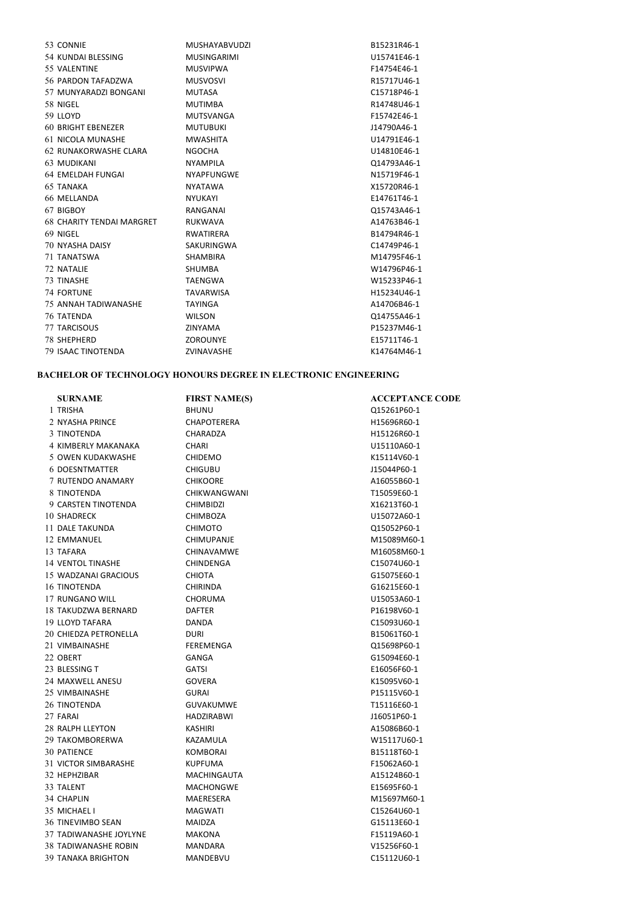| | | | |
|---|---|---|---|
| 53 | CONNIE | MUSHAYABVUDZI | B15231R46-1 |
| 54 | KUNDAI BLESSING | MUSINGARIMI | U15741E46-1 |
| 55 | VALENTINE | MUSVIPWA | F14754E46-1 |
| 56 | PARDON TAFADZWA | MUSVOSVI | R15717U46-1 |
| 57 | MUNYARADZI BONGANI | MUTASA | C15718P46-1 |
| 58 | NIGEL | MUTIMBA | R14748U46-1 |
| 59 | LLOYD | MUTSVANGA | F15742E46-1 |
| 60 | BRIGHT EBENEZER | MUTUBUKI | J14790A46-1 |
| 61 | NICOLA MUNASHE | MWASHITA | U14791E46-1 |
| 62 | RUNAKORWASHE CLARA | NGOCHA | U14810E46-1 |
| 63 | MUDIKANI | NYAMPILA | Q14793A46-1 |
| 64 | EMELDAH FUNGAI | NYAPFUNGWE | N15719F46-1 |
| 65 | TANAKA | NYATAWA | X15720R46-1 |
| 66 | MELLANDA | NYUKAYI | E14761T46-1 |
| 67 | BIGBOY | RANGANAI | Q15743A46-1 |
| 68 | CHARITY TENDAI MARGRET | RUKWAVA | A14763B46-1 |
| 69 | NIGEL | RWATIRERA | B14794R46-1 |
| 70 | NYASHA DAISY | SAKURINGWA | C14749P46-1 |
| 71 | TANATSWA | SHAMBIRA | M14795F46-1 |
| 72 | NATALIE | SHUMBA | W14796P46-1 |
| 73 | TINASHE | TAENGWA | W15233P46-1 |
| 74 | FORTUNE | TAVARWISA | H15234U46-1 |
| 75 | ANNAH TADIWANASHE | TAYINGA | A14706B46-1 |
| 76 | TATENDA | WILSON | Q14755A46-1 |
| 77 | TARCISOUS | ZINYAMA | P15237M46-1 |
| 78 | SHEPHERD | ZOROUNYE | E15711T46-1 |
| 79 | ISAAC TINOTENDA | ZVINAVASHE | K14764M46-1 |

**BACHELOR OF TECHNOLOGY HONOURS DEGREE IN ELECTRONIC ENGINEERING**

| | SURNAME | FIRST NAME(S) | ACCEPTANCE CODE |
|---|---|---|---|
| 1 | TRISHA | BHUNU | Q15261P60-1 |
| 2 | NYASHA PRINCE | CHAPOTERERA | H15696R60-1 |
| 3 | TINOTENDA | CHARADZA | H15126R60-1 |
| 4 | KIMBERLY MAKANAKA | CHARI | U15110A60-1 |
| 5 | OWEN KUDAKWASHE | CHIDEMO | K15114V60-1 |
| 6 | DOESNTMATTER | CHIGUBU | J15044P60-1 |
| 7 | RUTENDO ANAMARY | CHIKOORE | A16055B60-1 |
| 8 | TINOTENDA | CHIKWANGWANI | T15059E60-1 |
| 9 | CARSTEN TINOTENDA | CHIMBIDZI | X16213T60-1 |
| 10 | SHADRECK | CHIMBOZA | U15072A60-1 |
| 11 | DALE TAKUNDA | CHIMOTO | Q15052P60-1 |
| 12 | EMMANUEL | CHIMUPANJE | M15089M60-1 |
| 13 | TAFARA | CHINAVAMWE | M16058M60-1 |
| 14 | VENTOL TINASHE | CHINDENGA | C15074U60-1 |
| 15 | WADZANAI GRACIOUS | CHIOTA | G15075E60-1 |
| 16 | TINOTENDA | CHIRINDA | G16215E60-1 |
| 17 | RUNGANO WILL | CHORUMA | U15053A60-1 |
| 18 | TAKUDZWA BERNARD | DAFTER | P16198V60-1 |
| 19 | LLOYD TAFARA | DANDA | C15093U60-1 |
| 20 | CHIEDZA PETRONELLA | DURI | B15061T60-1 |
| 21 | VIMBAINASHE | FEREMENGA | Q15698P60-1 |
| 22 | OBERT | GANGA | G15094E60-1 |
| 23 | BLESSING T | GATSI | E16056F60-1 |
| 24 | MAXWELL ANESU | GOVERA | K15095V60-1 |
| 25 | VIMBAINASHE | GURAI | P15115V60-1 |
| 26 | TINOTENDA | GUVAKUMWE | T15116E60-1 |
| 27 | FARAI | HADZIRABWI | J16051P60-1 |
| 28 | RALPH LLEYTON | KASHIRI | A15086B60-1 |
| 29 | TAKOMBORERWA | KAZAMULA | W15117U60-1 |
| 30 | PATIENCE | KOMBORAI | B15118T60-1 |
| 31 | VICTOR SIMBARASHE | KUPFUMA | F15062A60-1 |
| 32 | HEPHZIBAR | MACHINGAUTA | A15124B60-1 |
| 33 | TALENT | MACHONGWE | E15695F60-1 |
| 34 | CHAPLIN | MAERESERA | M15697M60-1 |
| 35 | MICHAEL I | MAGWATI | C15264U60-1 |
| 36 | TINEVIMBO SEAN | MAIDZA | G15113E60-1 |
| 37 | TADIWANASHE JOYLYNE | MAKONA | F15119A60-1 |
| 38 | TADIWANASHE ROBIN | MANDARA | V15256F60-1 |
| 39 | TANAKA BRIGHTON | MANDEBVU | C15112U60-1 |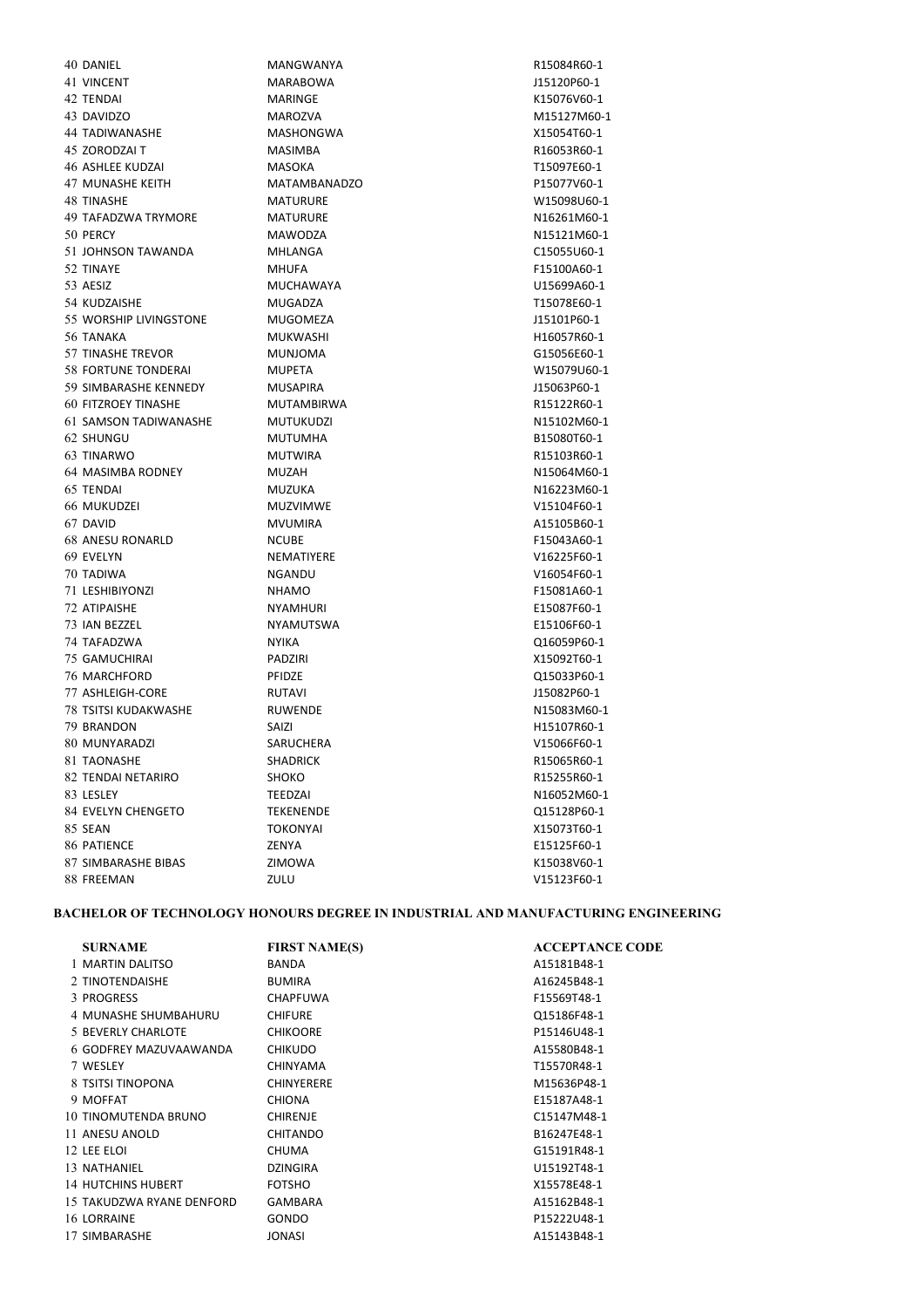| | | | |
|---|---|---|---|
| 40 | DANIEL | MANGWANYA | R15084R60-1 |
| 41 | VINCENT | MARABOWA | J15120P60-1 |
| 42 | TENDAI | MARINGE | K15076V60-1 |
| 43 | DAVIDZO | MAROZVA | M15127M60-1 |
| 44 | TADIWANASHE | MASHONGWA | X15054T60-1 |
| 45 | ZORODZAI T | MASIMBA | R16053R60-1 |
| 46 | ASHLEE KUDZAI | MASOKA | T15097E60-1 |
| 47 | MUNASHE KEITH | MATAMBANADZO | P15077V60-1 |
| 48 | TINASHE | MATURURE | W15098U60-1 |
| 49 | TAFADZWA TRYMORE | MATURURE | N16261M60-1 |
| 50 | PERCY | MAWODZA | N15121M60-1 |
| 51 | JOHNSON TAWANDA | MHLANGA | C15055U60-1 |
| 52 | TINAYE | MHUFA | F15100A60-1 |
| 53 | AESIZ | MUCHAWAYA | U15699A60-1 |
| 54 | KUDZAISHE | MUGADZA | T15078E60-1 |
| 55 | WORSHIP LIVINGSTONE | MUGOMEZA | J15101P60-1 |
| 56 | TANAKA | MUKWASHI | H16057R60-1 |
| 57 | TINASHE TREVOR | MUNJOMA | G15056E60-1 |
| 58 | FORTUNE TONDERAI | MUPETA | W15079U60-1 |
| 59 | SIMBARASHE KENNEDY | MUSAPIRA | J15063P60-1 |
| 60 | FITZROEY TINASHE | MUTAMBIRWA | R15122R60-1 |
| 61 | SAMSON TADIWANASHE | MUTUKUDZI | N15102M60-1 |
| 62 | SHUNGU | MUTUMHA | B15080T60-1 |
| 63 | TINARWO | MUTWIRA | R15103R60-1 |
| 64 | MASIMBA RODNEY | MUZAH | N15064M60-1 |
| 65 | TENDAI | MUZUKA | N16223M60-1 |
| 66 | MUKUDZEI | MUZVIMWE | V15104F60-1 |
| 67 | DAVID | MVUMIRA | A15105B60-1 |
| 68 | ANESU RONARLD | NCUBE | F15043A60-1 |
| 69 | EVELYN | NEMATIYERE | V16225F60-1 |
| 70 | TADIWA | NGANDU | V16054F60-1 |
| 71 | LESHIBIYONZI | NHAMO | F15081A60-1 |
| 72 | ATIPAISHE | NYAMHURI | E15087F60-1 |
| 73 | IAN BEZZEL | NYAMUTSWA | E15106F60-1 |
| 74 | TAFADZWA | NYIKA | Q16059P60-1 |
| 75 | GAMUCHIRAI | PADZIRI | X15092T60-1 |
| 76 | MARCHFORD | PFIDZE | Q15033P60-1 |
| 77 | ASHLEIGH-CORE | RUTAVI | J15082P60-1 |
| 78 | TSITSI KUDAKWASHE | RUWENDE | N15083M60-1 |
| 79 | BRANDON | SAIZI | H15107R60-1 |
| 80 | MUNYARADZI | SARUCHERA | V15066F60-1 |
| 81 | TAONASHE | SHADRICK | R15065R60-1 |
| 82 | TENDAI NETARIRO | SHOKO | R15255R60-1 |
| 83 | LESLEY | TEEDZAI | N16052M60-1 |
| 84 | EVELYN CHENGETO | TEKENENDE | Q15128P60-1 |
| 85 | SEAN | TOKONYAI | X15073T60-1 |
| 86 | PATIENCE | ZENYA | E15125F60-1 |
| 87 | SIMBARASHE BIBAS | ZIMOWA | K15038V60-1 |
| 88 | FREEMAN | ZULU | V15123F60-1 |

## BACHELOR OF TECHNOLOGY HONOURS DEGREE IN INDUSTRIAL AND MANUFACTURING ENGINEERING

| | SURNAME | FIRST NAME(S) | ACCEPTANCE CODE |
|---|---|---|---|
| 1 | MARTIN DALITSO | BANDA | A15181B48-1 |
| 2 | TINOTENDAISHE | BUMIRA | A16245B48-1 |
| 3 | PROGRESS | CHAPFUWA | F15569T48-1 |
| 4 | MUNASHE SHUMBAHURU | CHIFURE | Q15186F48-1 |
| 5 | BEVERLY CHARLOTE | CHIKOORE | P15146U48-1 |
| 6 | GODFREY MAZUVAAWANDA | CHIKUDO | A15580B48-1 |
| 7 | WESLEY | CHINYAMA | T15570R48-1 |
| 8 | TSITSI TINOPONA | CHINYERERE | M15636P48-1 |
| 9 | MOFFAT | CHIONA | E15187A48-1 |
| 10 | TINOMUTENDA BRUNO | CHIRENJE | C15147M48-1 |
| 11 | ANESU ANOLD | CHITANDO | B16247E48-1 |
| 12 | LEE ELOI | CHUMA | G15191R48-1 |
| 13 | NATHANIEL | DZINGIRA | U15192T48-1 |
| 14 | HUTCHINS HUBERT | FOTSHO | X15578E48-1 |
| 15 | TAKUDZWA RYANE DENFORD | GAMBARA | A15162B48-1 |
| 16 | LORRAINE | GONDO | P15222U48-1 |
| 17 | SIMBARASHE | JONASI | A15143B48-1 |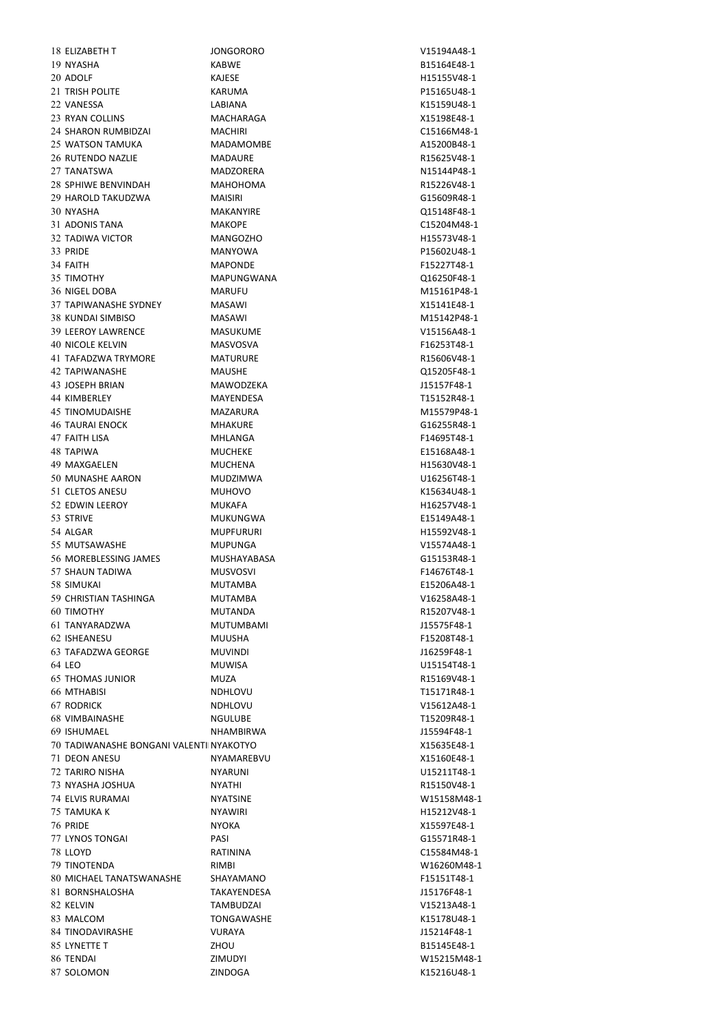| | | | |
|---|---|---|---|
| 18 | ELIZABETH T | JONGORORO | V15194A48-1 |
| 19 | NYASHA | KABWE | B15164E48-1 |
| 20 | ADOLF | KAJESE | H15155V48-1 |
| 21 | TRISH POLITE | KARUMA | P15165U48-1 |
| 22 | VANESSA | LABIANA | K15159U48-1 |
| 23 | RYAN COLLINS | MACHARAGA | X15198E48-1 |
| 24 | SHARON RUMBIDZAI | MACHIRI | C15166M48-1 |
| 25 | WATSON TAMUKA | MADAMOMBE | A15200B48-1 |
| 26 | RUTENDO NAZLIE | MADAURE | R15625V48-1 |
| 27 | TANATSWA | MADZORERA | N15144P48-1 |
| 28 | SPHIWE BENVINDAH | MAHOHOMA | R15226V48-1 |
| 29 | HAROLD TAKUDZWA | MAISIRI | G15609R48-1 |
| 30 | NYASHA | MAKANYIRE | Q15148F48-1 |
| 31 | ADONIS TANA | MAKOPE | C15204M48-1 |
| 32 | TADIWA VICTOR | MANGOZHO | H15573V48-1 |
| 33 | PRIDE | MANYOWA | P15602U48-1 |
| 34 | FAITH | MAPONDE | F15227T48-1 |
| 35 | TIMOTHY | MAPUNGWANA | Q16250F48-1 |
| 36 | NIGEL DOBA | MARUFU | M15161P48-1 |
| 37 | TAPIWANASHE SYDNEY | MASAWI | X15141E48-1 |
| 38 | KUNDAI SIMBISO | MASAWI | M15142P48-1 |
| 39 | LEEROY LAWRENCE | MASUKUME | V15156A48-1 |
| 40 | NICOLE KELVIN | MASVOSVA | F16253T48-1 |
| 41 | TAFADZWA TRYMORE | MATURURE | R15606V48-1 |
| 42 | TAPIWANASHE | MAUSHE | Q15205F48-1 |
| 43 | JOSEPH BRIAN | MAWODZEKA | J15157F48-1 |
| 44 | KIMBERLEY | MAYENDESA | T15152R48-1 |
| 45 | TINOMUDAISHE | MAZARURA | M15579P48-1 |
| 46 | TAURAI ENOCK | MHAKURE | G16255R48-1 |
| 47 | FAITH LISA | MHLANGA | F14695T48-1 |
| 48 | TAPIWA | MUCHEKE | E15168A48-1 |
| 49 | MAXGAELEN | MUCHENA | H15630V48-1 |
| 50 | MUNASHE AARON | MUDZIMWA | U16256T48-1 |
| 51 | CLETOS ANESU | MUHOVO | K15634U48-1 |
| 52 | EDWIN LEEROY | MUKAFA | H16257V48-1 |
| 53 | STRIVE | MUKUNGWA | E15149A48-1 |
| 54 | ALGAR | MUPFURURI | H15592V48-1 |
| 55 | MUTSAWASHE | MUPUNGA | V15574A48-1 |
| 56 | MOREBLESSING JAMES | MUSHAYABASA | G15153R48-1 |
| 57 | SHAUN TADIWA | MUSVOSVI | F14676T48-1 |
| 58 | SIMUKAI | MUTAMBA | E15206A48-1 |
| 59 | CHRISTIAN TASHINGA | MUTAMBA | V16258A48-1 |
| 60 | TIMOTHY | MUTANDA | R15207V48-1 |
| 61 | TANYARADZWA | MUTUMBAMI | J15575F48-1 |
| 62 | ISHEANESU | MUUSHA | F15208T48-1 |
| 63 | TAFADZWA GEORGE | MUVINDI | J16259F48-1 |
| 64 | LEO | MUWISA | U15154T48-1 |
| 65 | THOMAS JUNIOR | MUZA | R15169V48-1 |
| 66 | MTHABISI | NDHLOVU | T15171R48-1 |
| 67 | RODRICK | NDHLOVU | V15612A48-1 |
| 68 | VIMBAINASHE | NGULUBE | T15209R48-1 |
| 69 | ISHUMAEL | NHAMBIRWA | J15594F48-1 |
| 70 | TADIWANASHE BONGANI VALENTI | NYAKOTYO | X15635E48-1 |
| 71 | DEON ANESU | NYAMAREBVU | X15160E48-1 |
| 72 | TARIRO NISHA | NYARUNI | U15211T48-1 |
| 73 | NYASHA JOSHUA | NYATHI | R15150V48-1 |
| 74 | ELVIS RURAMAI | NYATSINE | W15158M48-1 |
| 75 | TAMUKA K | NYAWIRI | H15212V48-1 |
| 76 | PRIDE | NYOKA | X15597E48-1 |
| 77 | LYNOS TONGAI | PASI | G15571R48-1 |
| 78 | LLOYD | RATININA | C15584M48-1 |
| 79 | TINOTENDA | RIMBI | W16260M48-1 |
| 80 | MICHAEL TANATSWANASHE | SHAYAMANO | F15151T48-1 |
| 81 | BORNSHALOSHA | TAKAYENDESA | J15176F48-1 |
| 82 | KELVIN | TAMBUDZAI | V15213A48-1 |
| 83 | MALCOM | TONGAWASHE | K15178U48-1 |
| 84 | TINODAVIRASHE | VURAYA | J15214F48-1 |
| 85 | LYNETTE T | ZHOU | B15145E48-1 |
| 86 | TENDAI | ZIMUDYI | W15215M48-1 |
| 87 | SOLOMON | ZINDOGA | K15216U48-1 |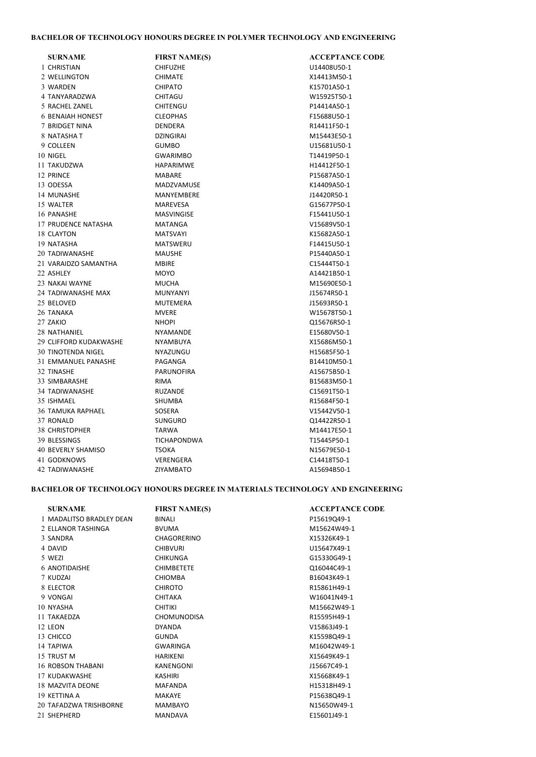**BACHELOR OF TECHNOLOGY HONOURS DEGREE IN POLYMER TECHNOLOGY AND ENGINEERING**

| | SURNAME | FIRST NAME(S) | ACCEPTANCE CODE |
|---|---|---|---|
| 1 | CHRISTIAN | CHIFUZHE | U14408U50-1 |
| 2 | WELLINGTON | CHIMATE | X14413M50-1 |
| 3 | WARDEN | CHIPATO | K15701A50-1 |
| 4 | TANYARADZWA | CHITAGU | W15925T50-1 |
| 5 | RACHEL ZANEL | CHITENGU | P14414A50-1 |
| 6 | BENAIAH HONEST | CLEOPHAS | F15688U50-1 |
| 7 | BRIDGET NINA | DENDERA | R14411F50-1 |
| 8 | NATASHA T | DZINGIRAI | M15443E50-1 |
| 9 | COLLEEN | GUMBO | U15681U50-1 |
| 10 | NIGEL | GWARIMBO | T14419P50-1 |
| 11 | TAKUDZWA | HAPARIMWE | H14412F50-1 |
| 12 | PRINCE | MABARE | P15687A50-1 |
| 13 | ODESSA | MADZVAMUSE | K14409A50-1 |
| 14 | MUNASHE | MANYEMBERE | J14420R50-1 |
| 15 | WALTER | MAREVESA | G15677P50-1 |
| 16 | PANASHE | MASVINGISE | F15441U50-1 |
| 17 | PRUDENCE NATASHA | MATANGA | V15689V50-1 |
| 18 | CLAYTON | MATSVAYI | K15682A50-1 |
| 19 | NATASHA | MATSWERU | F14415U50-1 |
| 20 | TADIWANASHE | MAUSHE | P15440A50-1 |
| 21 | VARAIDZO SAMANTHA | MBIRE | C15444T50-1 |
| 22 | ASHLEY | MOYO | A14421B50-1 |
| 23 | NAKAI WAYNE | MUCHA | M15690E50-1 |
| 24 | TADIWANASHE MAX | MUNYANYI | J15674R50-1 |
| 25 | BELOVED | MUTEMERA | J15693R50-1 |
| 26 | TANAKA | MVERE | W15678T50-1 |
| 27 | ZAKIO | NHOPI | Q15676R50-1 |
| 28 | NATHANIEL | NYAMANDE | E15680V50-1 |
| 29 | CLIFFORD KUDAKWASHE | NYAMBUYA | X15686M50-1 |
| 30 | TINOTENDA NIGEL | NYAZUNGU | H15685F50-1 |
| 31 | EMMANUEL PANASHE | PAGANGA | B14410M50-1 |
| 32 | TINASHE | PARUNOFIRA | A15675B50-1 |
| 33 | SIMBARASHE | RIMA | B15683M50-1 |
| 34 | TADIWANASHE | RUZANDE | C15691T50-1 |
| 35 | ISHMAEL | SHUMBA | R15684F50-1 |
| 36 | TAMUKA RAPHAEL | SOSERA | V15442V50-1 |
| 37 | RONALD | SUNGURO | Q14422R50-1 |
| 38 | CHRISTOPHER | TARWA | M14417E50-1 |
| 39 | BLESSINGS | TICHAPONDWA | T15445P50-1 |
| 40 | BEVERLY SHAMISO | TSOKA | N15679E50-1 |
| 41 | GODKNOWS | VERENGERA | C14418T50-1 |
| 42 | TADIWANASHE | ZIYAMBATO | A15694B50-1 |

**BACHELOR OF TECHNOLOGY HONOURS DEGREE IN MATERIALS TECHNOLOGY AND ENGINEERING**

| | SURNAME | FIRST NAME(S) | ACCEPTANCE CODE |
|---|---|---|---|
| 1 | MADALITSO BRADLEY DEAN | BINALI | P15619Q49-1 |
| 2 | ELLANOR TASHINGA | BVUMA | M15624W49-1 |
| 3 | SANDRA | CHAGORERINO | X15326K49-1 |
| 4 | DAVID | CHIBVURI | U15647X49-1 |
| 5 | WEZI | CHIKUNGA | G15330G49-1 |
| 6 | ANOTIDAISHE | CHIMBETETE | Q16044C49-1 |
| 7 | KUDZAI | CHIOMBA | B16043K49-1 |
| 8 | ELECTOR | CHIROTO | R15861H49-1 |
| 9 | VONGAI | CHITAKA | W16041N49-1 |
| 10 | NYASHA | CHITIKI | M15662W49-1 |
| 11 | TAKAEDZA | CHOMUNODISA | R15595H49-1 |
| 12 | LEON | DYANDA | V15863J49-1 |
| 13 | CHICCO | GUNDA | K15598Q49-1 |
| 14 | TAPIWA | GWARINGA | M16042W49-1 |
| 15 | TRUST M | HARIKENI | X15649K49-1 |
| 16 | ROBSON THABANI | KANENGONI | J15667C49-1 |
| 17 | KUDAKWASHE | KASHIRI | X15668K49-1 |
| 18 | MAZVITA DEONE | MAFANDA | H15318H49-1 |
| 19 | KETTINA A | MAKAYE | P15638Q49-1 |
| 20 | TAFADZWA TRISHBORNE | MAMBAYO | N15650W49-1 |
| 21 | SHEPHERD | MANDAVA | E15601J49-1 |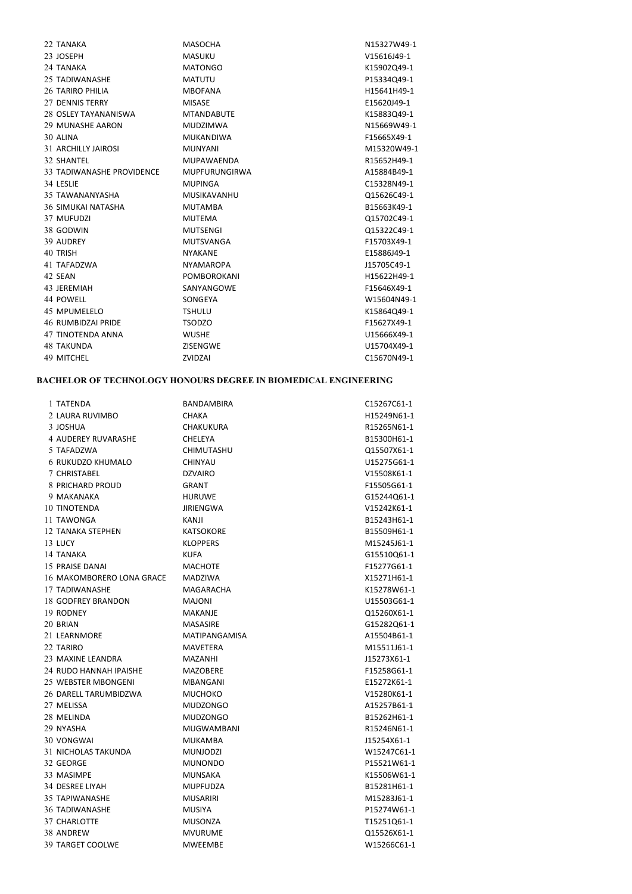| | | | |
|---|---|---|---|
| 22 | TANAKA | MASOCHA | N15327W49-1 |
| 23 | JOSEPH | MASUKU | V15616J49-1 |
| 24 | TANAKA | MATONGO | K15902Q49-1 |
| 25 | TADIWANASHE | MATUTU | P15334Q49-1 |
| 26 | TARIRO PHILIA | MBOFANA | H15641H49-1 |
| 27 | DENNIS TERRY | MISASE | E15620J49-1 |
| 28 | OSLEY TAYANANISWA | MTANDABUTE | K15883Q49-1 |
| 29 | MUNASHE AARON | MUDZIMWA | N15669W49-1 |
| 30 | ALINA | MUKANDIWA | F15665X49-1 |
| 31 | ARCHILLY JAIROSI | MUNYANI | M15320W49-1 |
| 32 | SHANTEL | MUPAWAENDA | R15652H49-1 |
| 33 | TADIWANASHE PROVIDENCE | MUPFURUNGIRWA | A15884B49-1 |
| 34 | LESLIE | MUPINGA | C15328N49-1 |
| 35 | TAWANANYASHA | MUSIKAVANHU | Q15626C49-1 |
| 36 | SIMUKAI NATASHA | MUTAMBA | B15663K49-1 |
| 37 | MUFUDZI | MUTEMA | Q15702C49-1 |
| 38 | GODWIN | MUTSENGI | Q15322C49-1 |
| 39 | AUDREY | MUTSVANGA | F15703X49-1 |
| 40 | TRISH | NYAKANE | E15886J49-1 |
| 41 | TAFADZWA | NYAMAROPA | J15705C49-1 |
| 42 | SEAN | POMBOROKANI | H15622H49-1 |
| 43 | JEREMIAH | SANYANGOWE | F15646X49-1 |
| 44 | POWELL | SONGEYA | W15604N49-1 |
| 45 | MPUMELELO | TSHULU | K15864Q49-1 |
| 46 | RUMBIDZAI PRIDE | TSODZO | F15627X49-1 |
| 47 | TINOTENDA ANNA | WUSHE | U15666X49-1 |
| 48 | TAKUNDA | ZISENGWE | U15704X49-1 |
| 49 | MITCHEL | ZVIDZAI | C15670N49-1 |

**BACHELOR OF TECHNOLOGY HONOURS DEGREE IN BIOMEDICAL ENGINEERING**

| | | | |
|---|---|---|---|
| 1 | TATENDA | BANDAMBIRA | C15267C61-1 |
| 2 | LAURA RUVIMBO | CHAKA | H15249N61-1 |
| 3 | JOSHUA | CHAKUKURA | R15265N61-1 |
| 4 | AUDEREY RUVARASHE | CHELEYA | B15300H61-1 |
| 5 | TAFADZWA | CHIMUTASHU | Q15507X61-1 |
| 6 | RUKUDZO KHUMALO | CHINYAU | U15275G61-1 |
| 7 | CHRISTABEL | DZVAIRO | V15508K61-1 |
| 8 | PRICHARD PROUD | GRANT | F15505G61-1 |
| 9 | MAKANAKA | HURUWE | G15244Q61-1 |
| 10 | TINOTENDA | JIRIENGWA | V15242K61-1 |
| 11 | TAWONGA | KANJI | B15243H61-1 |
| 12 | TANAKA STEPHEN | KATSOKORE | B15509H61-1 |
| 13 | LUCY | KLOPPERS | M15245J61-1 |
| 14 | TANAKA | KUFA | G15510Q61-1 |
| 15 | PRAISE DANAI | MACHOTE | F15277G61-1 |
| 16 | MAKOMBORERO LONA GRACE | MADZIWA | X15271H61-1 |
| 17 | TADIWANASHE | MAGARACHA | K15278W61-1 |
| 18 | GODFREY BRANDON | MAJONI | U15503G61-1 |
| 19 | RODNEY | MAKANJE | Q15260X61-1 |
| 20 | BRIAN | MASASIRE | G15282Q61-1 |
| 21 | LEARNMORE | MATIPANGAMISA | A15504B61-1 |
| 22 | TARIRO | MAVETERA | M15511J61-1 |
| 23 | MAXINE LEANDRA | MAZANHI | J15273X61-1 |
| 24 | RUDO HANNAH IPAISHE | MAZOBERE | F15258G61-1 |
| 25 | WEBSTER MBONGENI | MBANGANI | E15272K61-1 |
| 26 | DARELL TARUMBIDZWA | MUCHOKO | V15280K61-1 |
| 27 | MELISSA | MUDZONGO | A15257B61-1 |
| 28 | MELINDA | MUDZONGO | B15262H61-1 |
| 29 | NYASHA | MUGWAMBANI | R15246N61-1 |
| 30 | VONGWAI | MUKAMBA | J15254X61-1 |
| 31 | NICHOLAS TAKUNDA | MUNJODZI | W15247C61-1 |
| 32 | GEORGE | MUNONDO | P15521W61-1 |
| 33 | MASIMPE | MUNSAKA | K15506W61-1 |
| 34 | DESREE LIYAH | MUPFUDZA | B15281H61-1 |
| 35 | TAPIWANASHE | MUSARIRI | M15283J61-1 |
| 36 | TADIWANASHE | MUSIYA | P15274W61-1 |
| 37 | CHARLOTTE | MUSONZA | T15251Q61-1 |
| 38 | ANDREW | MVURUME | Q15526X61-1 |
| 39 | TARGET COOLWE | MWEEMBE | W15266C61-1 |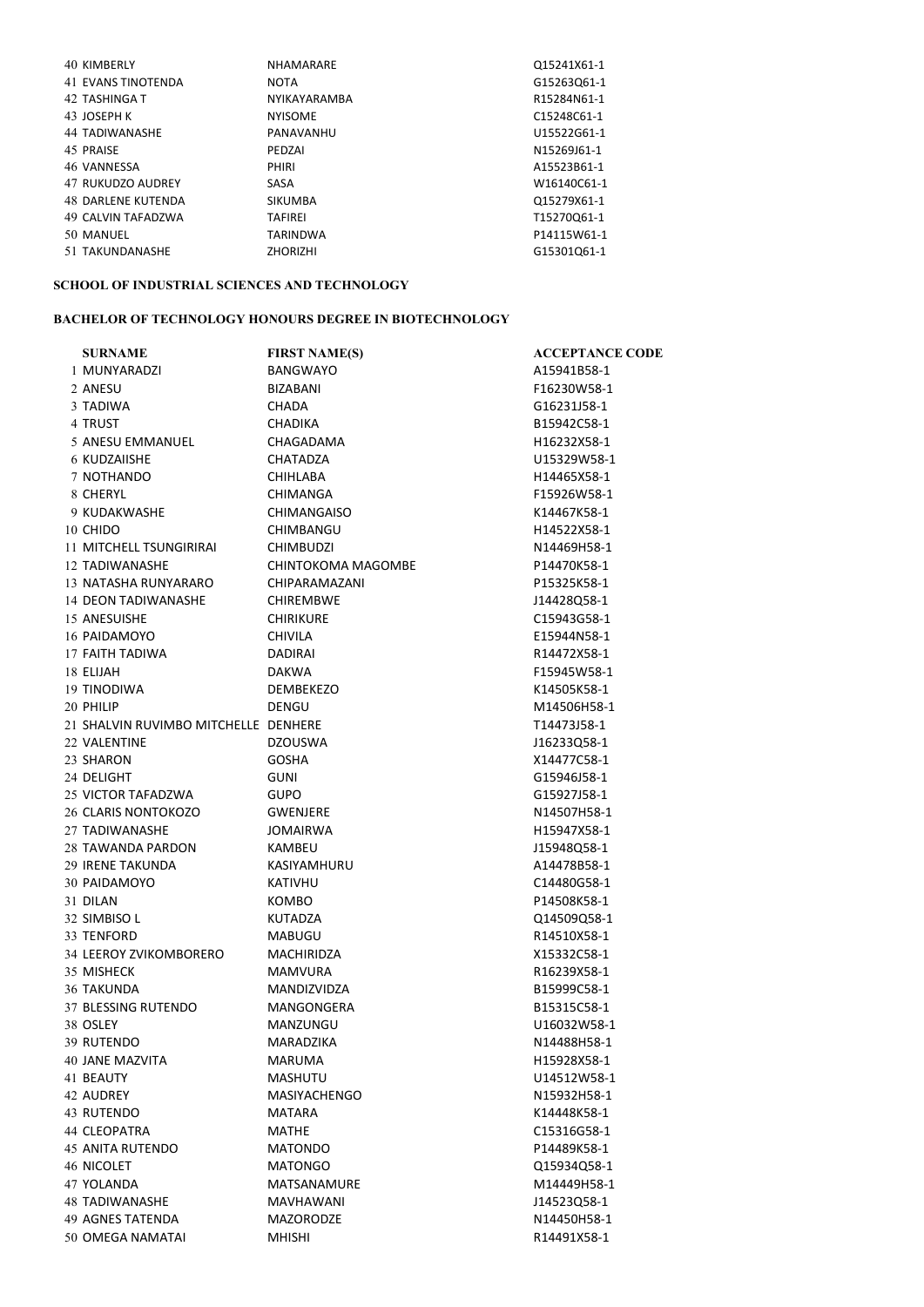| | | | |
|---|---|---|---|
| 40 | KIMBERLY | NHAMARARE | Q15241X61-1 |
| 41 | EVANS TINOTENDA | NOTA | G15263Q61-1 |
| 42 | TASHINGA T | NYIKAYARAMBA | R15284N61-1 |
| 43 | JOSEPH K | NYISOME | C15248C61-1 |
| 44 | TADIWANASHE | PANAVANHU | U15522G61-1 |
| 45 | PRAISE | PEDZAI | N15269J61-1 |
| 46 | VANNESSA | PHIRI | A15523B61-1 |
| 47 | RUKUDZO AUDREY | SASA | W16140C61-1 |
| 48 | DARLENE KUTENDA | SIKUMBA | Q15279X61-1 |
| 49 | CALVIN TAFADZWA | TAFIREI | T15270Q61-1 |
| 50 | MANUEL | TARINDWA | P14115W61-1 |
| 51 | TAKUNDANASHE | ZHORIZHI | G15301Q61-1 |

**SCHOOL OF INDUSTRIAL SCIENCES AND TECHNOLOGY**

**BACHELOR OF TECHNOLOGY HONOURS DEGREE IN BIOTECHNOLOGY**

| | SURNAME | FIRST NAME(S) | ACCEPTANCE CODE |
|---|---|---|---|
| 1 | MUNYARADZI | BANGWAYO | A15941B58-1 |
| 2 | ANESU | BIZABANI | F16230W58-1 |
| 3 | TADIWA | CHADA | G16231J58-1 |
| 4 | TRUST | CHADIKA | B15942C58-1 |
| 5 | ANESU EMMANUEL | CHAGADAMA | H16232X58-1 |
| 6 | KUDZAIISHE | CHATADZA | U15329W58-1 |
| 7 | NOTHANDO | CHIHLABA | H14465X58-1 |
| 8 | CHERYL | CHIMANGA | F15926W58-1 |
| 9 | KUDAKWASHE | CHIMANGAISO | K14467K58-1 |
| 10 | CHIDO | CHIMBANGU | H14522X58-1 |
| 11 | MITCHELL TSUNGIRIRAI | CHIMBUDZI | N14469H58-1 |
| 12 | TADIWANASHE | CHINTOKOMA MAGOMBE | P14470K58-1 |
| 13 | NATASHA RUNYARARO | CHIPARAMAZANI | P15325K58-1 |
| 14 | DEON TADIWANASHE | CHIREMBWE | J14428Q58-1 |
| 15 | ANESUISHE | CHIRIKURE | C15943G58-1 |
| 16 | PAIDAMOYO | CHIVILA | E15944N58-1 |
| 17 | FAITH TADIWA | DADIRAI | R14472X58-1 |
| 18 | ELIJAH | DAKWA | F15945W58-1 |
| 19 | TINODIWA | DEMBEKEZO | K14505K58-1 |
| 20 | PHILIP | DENGU | M14506H58-1 |
| 21 | SHALVIN RUVIMBO MITCHELLE | DENHERE | T14473J58-1 |
| 22 | VALENTINE | DZOUSWA | J16233Q58-1 |
| 23 | SHARON | GOSHA | X14477C58-1 |
| 24 | DELIGHT | GUNI | G15946J58-1 |
| 25 | VICTOR TAFADZWA | GUPO | G15927J58-1 |
| 26 | CLARIS NONTOKOZO | GWENJERE | N14507H58-1 |
| 27 | TADIWANASHE | JOMAIRWA | H15947X58-1 |
| 28 | TAWANDA PARDON | KAMBEU | J15948Q58-1 |
| 29 | IRENE TAKUNDA | KASIYAMHURU | A14478B58-1 |
| 30 | PAIDAMOYO | KATIVHU | C14480G58-1 |
| 31 | DILAN | KOMBO | P14508K58-1 |
| 32 | SIMBISO L | KUTADZA | Q14509Q58-1 |
| 33 | TENFORD | MABUGU | R14510X58-1 |
| 34 | LEEROY ZVIKOMBORERO | MACHIRIDZA | X15332C58-1 |
| 35 | MISHECK | MAMVURA | R16239X58-1 |
| 36 | TAKUNDA | MANDIZVIDZA | B15999C58-1 |
| 37 | BLESSING RUTENDO | MANGONGERA | B15315C58-1 |
| 38 | OSLEY | MANZUNGU | U16032W58-1 |
| 39 | RUTENDO | MARADZIKA | N14488H58-1 |
| 40 | JANE MAZVITA | MARUMA | H15928X58-1 |
| 41 | BEAUTY | MASHUTU | U14512W58-1 |
| 42 | AUDREY | MASIYACHENGO | N15932H58-1 |
| 43 | RUTENDO | MATARA | K14448K58-1 |
| 44 | CLEOPATRA | MATHE | C15316G58-1 |
| 45 | ANITA RUTENDO | MATONDO | P14489K58-1 |
| 46 | NICOLET | MATONGO | Q15934Q58-1 |
| 47 | YOLANDA | MATSANAMURE | M14449H58-1 |
| 48 | TADIWANASHE | MAVHAWANI | J14523Q58-1 |
| 49 | AGNES TATENDA | MAZORODZE | N14450H58-1 |
| 50 | OMEGA NAMATAI | MHISHI | R14491X58-1 |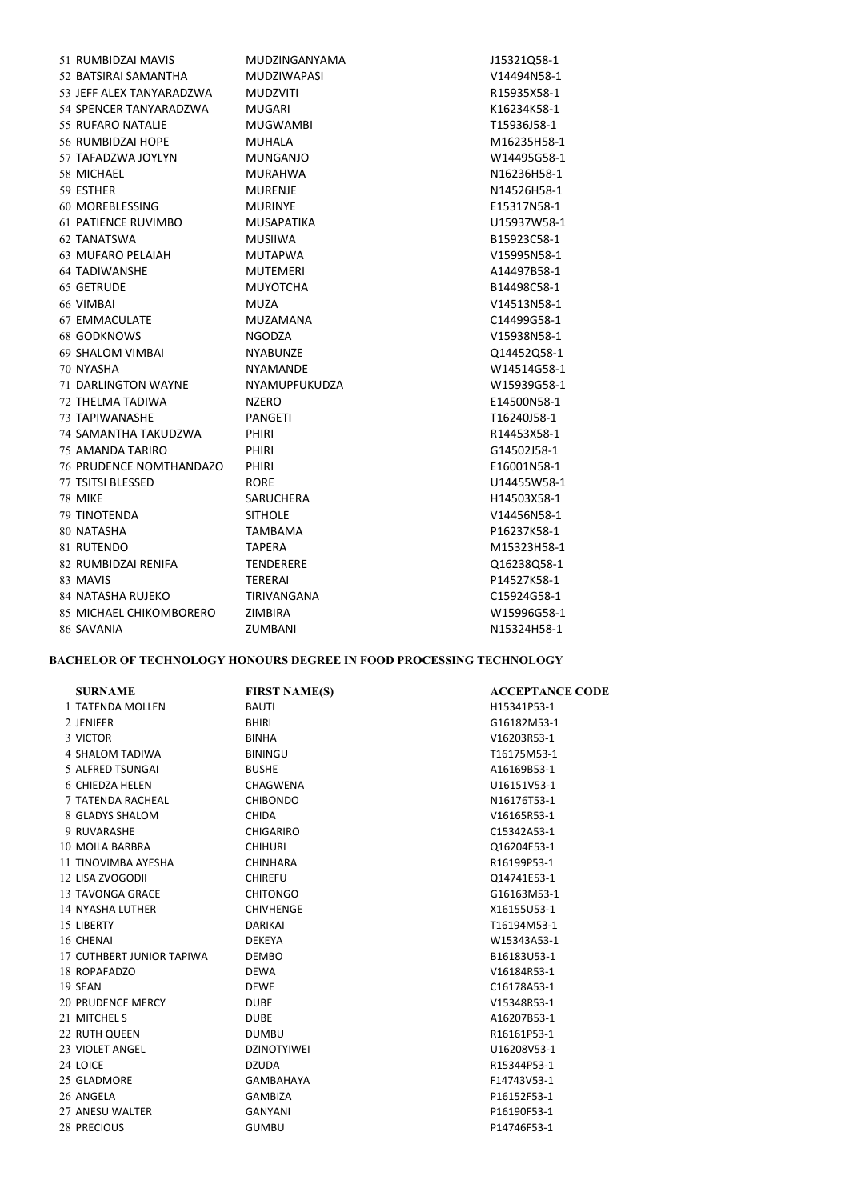| | | |
|---|---|---|
| 51 RUMBIDZAI MAVIS | MUDZINGANYAMA | J15321Q58-1 |
| 52 BATSIRAI SAMANTHA | MUDZIWAPASI | V14494N58-1 |
| 53 JEFF ALEX TANYARADZWA | MUDZVITI | R15935X58-1 |
| 54 SPENCER TANYARADZWA | MUGARI | K16234K58-1 |
| 55 RUFARO NATALIE | MUGWAMBI | T15936J58-1 |
| 56 RUMBIDZAI HOPE | MUHALA | M16235H58-1 |
| 57 TAFADZWA JOYLYN | MUNGANJO | W14495G58-1 |
| 58 MICHAEL | MURAHWA | N16236H58-1 |
| 59 ESTHER | MURENJE | N14526H58-1 |
| 60 MOREBLESSING | MURINYE | E15317N58-1 |
| 61 PATIENCE RUVIMBO | MUSAPATIKA | U15937W58-1 |
| 62 TANATSWA | MUSIIWA | B15923C58-1 |
| 63 MUFARO PELAIAH | MUTAPWA | V15995N58-1 |
| 64 TADIWANSHE | MUTEMERI | A14497B58-1 |
| 65 GETRUDE | MUYOTCHA | B14498C58-1 |
| 66 VIMBAI | MUZA | V14513N58-1 |
| 67 EMMACULATE | MUZAMANA | C14499G58-1 |
| 68 GODKNOWS | NGODZA | V15938N58-1 |
| 69 SHALOM VIMBAI | NYABUNZE | Q14452Q58-1 |
| 70 NYASHA | NYAMANDE | W14514G58-1 |
| 71 DARLINGTON WAYNE | NYAMUPFUKUDZA | W15939G58-1 |
| 72 THELMA TADIWA | NZERO | E14500N58-1 |
| 73 TAPIWANASHE | PANGETI | T16240J58-1 |
| 74 SAMANTHA TAKUDZWA | PHIRI | R14453X58-1 |
| 75 AMANDA TARIRO | PHIRI | G14502J58-1 |
| 76 PRUDENCE NOMTHANDAZO | PHIRI | E16001N58-1 |
| 77 TSITSI BLESSED | RORE | U14455W58-1 |
| 78 MIKE | SARUCHERA | H14503X58-1 |
| 79 TINOTENDA | SITHOLE | V14456N58-1 |
| 80 NATASHA | TAMBAMA | P16237K58-1 |
| 81 RUTENDO | TAPERA | M15323H58-1 |
| 82 RUMBIDZAI RENIFA | TENDERERE | Q16238Q58-1 |
| 83 MAVIS | TERERAI | P14527K58-1 |
| 84 NATASHA RUJEKO | TIRIVANGANA | C15924G58-1 |
| 85 MICHAEL CHIKOMBORERO | ZIMBIRA | W15996G58-1 |
| 86 SAVANIA | ZUMBANI | N15324H58-1 |

## BACHELOR OF TECHNOLOGY HONOURS DEGREE IN FOOD PROCESSING TECHNOLOGY

| SURNAME | FIRST NAME(S) | ACCEPTANCE CODE |
|---|---|---|
| 1 TATENDA MOLLEN | BAUTI | H15341P53-1 |
| 2 JENIFER | BHIRI | G16182M53-1 |
| 3 VICTOR | BINHA | V16203R53-1 |
| 4 SHALOM TADIWA | BININGU | T16175M53-1 |
| 5 ALFRED TSUNGAI | BUSHE | A16169B53-1 |
| 6 CHIEDZA HELEN | CHAGWENA | U16151V53-1 |
| 7 TATENDA RACHEAL | CHIBONDO | N16176T53-1 |
| 8 GLADYS SHALOM | CHIDA | V16165R53-1 |
| 9 RUVARASHE | CHIGARIRO | C15342A53-1 |
| 10 MOILA BARBRA | CHIHURI | Q16204E53-1 |
| 11 TINOVIMBA AYESHA | CHINHARA | R16199P53-1 |
| 12 LISA ZVOGODII | CHIREFU | Q14741E53-1 |
| 13 TAVONGA GRACE | CHITONGO | G16163M53-1 |
| 14 NYASHA LUTHER | CHIVHENGE | X16155U53-1 |
| 15 LIBERTY | DARIKAI | T16194M53-1 |
| 16 CHENAI | DEKEYA | W15343A53-1 |
| 17 CUTHBERT JUNIOR TAPIWA | DEMBO | B16183U53-1 |
| 18 ROPAFADZO | DEWA | V16184R53-1 |
| 19 SEAN | DEWE | C16178A53-1 |
| 20 PRUDENCE MERCY | DUBE | V15348R53-1 |
| 21 MITCHEL S | DUBE | A16207B53-1 |
| 22 RUTH QUEEN | DUMBU | R16161P53-1 |
| 23 VIOLET ANGEL | DZINOTYIWEI | U16208V53-1 |
| 24 LOICE | DZUDA | R15344P53-1 |
| 25 GLADMORE | GAMBAHAYA | F14743V53-1 |
| 26 ANGELA | GAMBIZA | P16152F53-1 |
| 27 ANESU WALTER | GANYANI | P16190F53-1 |
| 28 PRECIOUS | GUMBU | P14746F53-1 |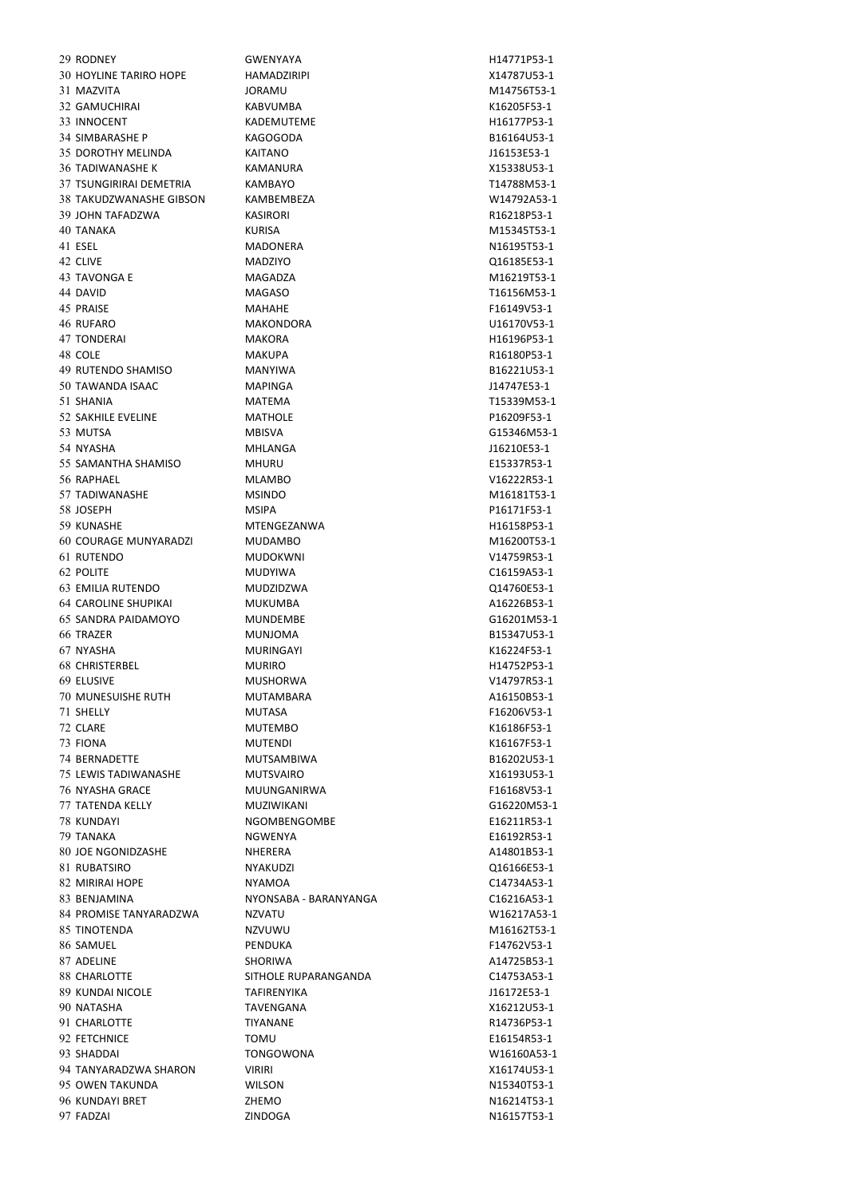| | | | |
|---|---|---|---|
| 29 | RODNEY | GWENYAYA | H14771P53-1 |
| 30 | HOYLINE TARIRO HOPE | HAMADZIRIPI | X14787U53-1 |
| 31 | MAZVITA | JORAMU | M14756T53-1 |
| 32 | GAMUCHIRAI | KABVUMBA | K16205F53-1 |
| 33 | INNOCENT | KADEMUTEME | H16177P53-1 |
| 34 | SIMBARASHE P | KAGOGODA | B16164U53-1 |
| 35 | DOROTHY MELINDA | KAITANO | J16153E53-1 |
| 36 | TADIWANASHE K | KAMANURA | X15338U53-1 |
| 37 | TSUNGIRIRAI DEMETRIA | KAMBAYO | T14788M53-1 |
| 38 | TAKUDZWANASHE GIBSON | KAMBEMBEZA | W14792A53-1 |
| 39 | JOHN TAFADZWA | KASIRORI | R16218P53-1 |
| 40 | TANAKA | KURISA | M15345T53-1 |
| 41 | ESEL | MADONERA | N16195T53-1 |
| 42 | CLIVE | MADZIYO | Q16185E53-1 |
| 43 | TAVONGA E | MAGADZA | M16219T53-1 |
| 44 | DAVID | MAGASO | T16156M53-1 |
| 45 | PRAISE | MAHAHE | F16149V53-1 |
| 46 | RUFARO | MAKONDORA | U16170V53-1 |
| 47 | TONDERAI | MAKORA | H16196P53-1 |
| 48 | COLE | MAKUPA | R16180P53-1 |
| 49 | RUTENDO SHAMISO | MANYIWA | B16221U53-1 |
| 50 | TAWANDA ISAAC | MAPINGA | J14747E53-1 |
| 51 | SHANIA | MATEMA | T15339M53-1 |
| 52 | SAKHILE EVELINE | MATHOLE | P16209F53-1 |
| 53 | MUTSA | MBISVA | G15346M53-1 |
| 54 | NYASHA | MHLANGA | J16210E53-1 |
| 55 | SAMANTHA SHAMISO | MHURU | E15337R53-1 |
| 56 | RAPHAEL | MLAMBO | V16222R53-1 |
| 57 | TADIWANASHE | MSINDO | M16181T53-1 |
| 58 | JOSEPH | MSIPA | P16171F53-1 |
| 59 | KUNASHE | MTENGEZANWA | H16158P53-1 |
| 60 | COURAGE MUNYARADZI | MUDAMBO | M16200T53-1 |
| 61 | RUTENDO | MUDOKWNI | V14759R53-1 |
| 62 | POLITE | MUDYIWA | C16159A53-1 |
| 63 | EMILIA RUTENDO | MUDZIDZWA | Q14760E53-1 |
| 64 | CAROLINE SHUPIKAI | MUKUMBA | A16226B53-1 |
| 65 | SANDRA PAIDAMOYO | MUNDEMBE | G16201M53-1 |
| 66 | TRAZER | MUNJOMA | B15347U53-1 |
| 67 | NYASHA | MURINGAYI | K16224F53-1 |
| 68 | CHRISTERBEL | MURIRO | H14752P53-1 |
| 69 | ELUSIVE | MUSHORWA | V14797R53-1 |
| 70 | MUNESUISHE RUTH | MUTAMBARA | A16150B53-1 |
| 71 | SHELLY | MUTASA | F16206V53-1 |
| 72 | CLARE | MUTEMBO | K16186F53-1 |
| 73 | FIONA | MUTENDI | K16167F53-1 |
| 74 | BERNADETTE | MUTSAMBIWA | B16202U53-1 |
| 75 | LEWIS TADIWANASHE | MUTSVAIRO | X16193U53-1 |
| 76 | NYASHA GRACE | MUUNGANIRWA | F16168V53-1 |
| 77 | TATENDA KELLY | MUZIWIKANI | G16220M53-1 |
| 78 | KUNDAYI | NGOMBENGOMBE | E16211R53-1 |
| 79 | TANAKA | NGWENYA | E16192R53-1 |
| 80 | JOE NGONIDZASHE | NHERERA | A14801B53-1 |
| 81 | RUBATSIRO | NYAKUDZI | Q16166E53-1 |
| 82 | MIRIRAI HOPE | NYAMOA | C14734A53-1 |
| 83 | BENJAMINA | NYONSABA - BARANYANGA | C16216A53-1 |
| 84 | PROMISE TANYARADZWA | NZVATU | W16217A53-1 |
| 85 | TINOTENDA | NZVUWU | M16162T53-1 |
| 86 | SAMUEL | PENDUKA | F14762V53-1 |
| 87 | ADELINE | SHORIWA | A14725B53-1 |
| 88 | CHARLOTTE | SITHOLE RUPARANGANDA | C14753A53-1 |
| 89 | KUNDAI NICOLE | TAFIRENYIKA | J16172E53-1 |
| 90 | NATASHA | TAVENGANA | X16212U53-1 |
| 91 | CHARLOTTE | TIYANANE | R14736P53-1 |
| 92 | FETCHNICE | TOMU | E16154R53-1 |
| 93 | SHADDAI | TONGOWONA | W16160A53-1 |
| 94 | TANYARADZWA SHARON | VIRIRI | X16174U53-1 |
| 95 | OWEN TAKUNDA | WILSON | N15340T53-1 |
| 96 | KUNDAYI BRET | ZHEMO | N16214T53-1 |
| 97 | FADZAI | ZINDOGA | N16157T53-1 |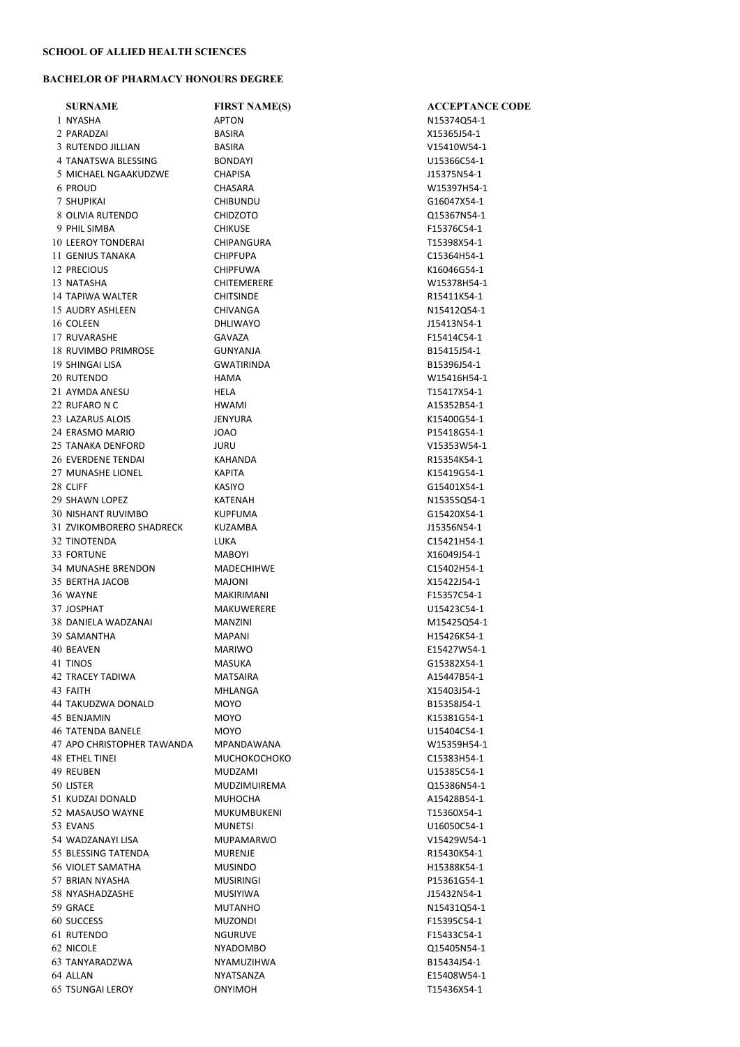**SCHOOL OF ALLIED HEALTH SCIENCES**

**BACHELOR OF PHARMACY HONOURS DEGREE**

| | SURNAME | FIRST NAME(S) | ACCEPTANCE CODE |
|---|---|---|---|
| 1 | NYASHA | APTON | N15374Q54-1 |
| 2 | PARADZAI | BASIRA | X15365J54-1 |
| 3 | RUTENDO JILLIAN | BASIRA | V15410W54-1 |
| 4 | TANATSWA BLESSING | BONDAYI | U15366C54-1 |
| 5 | MICHAEL NGAAKUDZWE | CHAPISA | J15375N54-1 |
| 6 | PROUD | CHASARA | W15397H54-1 |
| 7 | SHUPIKAI | CHIBUNDU | G16047X54-1 |
| 8 | OLIVIA RUTENDO | CHIDZOTO | Q15367N54-1 |
| 9 | PHIL SIMBA | CHIKUSE | F15376C54-1 |
| 10 | LEEROY TONDERAI | CHIPANGURA | T15398X54-1 |
| 11 | GENIUS TANAKA | CHIPFUPA | C15364H54-1 |
| 12 | PRECIOUS | CHIPFUWA | K16046G54-1 |
| 13 | NATASHA | CHITEMERERE | W15378H54-1 |
| 14 | TAPIWA WALTER | CHITSINDE | R15411K54-1 |
| 15 | AUDRY ASHLEEN | CHIVANGA | N15412Q54-1 |
| 16 | COLEEN | DHLIWAYO | J15413N54-1 |
| 17 | RUVARASHE | GAVAZA | F15414C54-1 |
| 18 | RUVIMBO PRIMROSE | GUNYANJA | B15415J54-1 |
| 19 | SHINGAI LISA | GWATIRINDA | B15396J54-1 |
| 20 | RUTENDO | HAMA | W15416H54-1 |
| 21 | AYMDA ANESU | HELA | T15417X54-1 |
| 22 | RUFARO N C | HWAMI | A15352B54-1 |
| 23 | LAZARUS ALOIS | JENYURA | K15400G54-1 |
| 24 | ERASMO MARIO | JOAO | P15418G54-1 |
| 25 | TANAKA DENFORD | JURU | V15353W54-1 |
| 26 | EVERDENE TENDAI | KAHANDA | R15354K54-1 |
| 27 | MUNASHE LIONEL | KAPITA | K15419G54-1 |
| 28 | CLIFF | KASIYO | G15401X54-1 |
| 29 | SHAWN LOPEZ | KATENAH | N15355Q54-1 |
| 30 | NISHANT RUVIMBO | KUPFUMA | G15420X54-1 |
| 31 | ZVIKOMBORERO SHADRECK | KUZAMBA | J15356N54-1 |
| 32 | TINOTENDA | LUKA | C15421H54-1 |
| 33 | FORTUNE | MABOYI | X16049J54-1 |
| 34 | MUNASHE BRENDON | MADECHIHWE | C15402H54-1 |
| 35 | BERTHA JACOB | MAJONI | X15422J54-1 |
| 36 | WAYNE | MAKIRIMANI | F15357C54-1 |
| 37 | JOSPHAT | MAKUWERERE | U15423C54-1 |
| 38 | DANIELA WADZANAI | MANZINI | M15425Q54-1 |
| 39 | SAMANTHA | MAPANI | H15426K54-1 |
| 40 | BEAVEN | MARIWO | E15427W54-1 |
| 41 | TINOS | MASUKA | G15382X54-1 |
| 42 | TRACEY TADIWA | MATSAIRA | A15447B54-1 |
| 43 | FAITH | MHLANGA | X15403J54-1 |
| 44 | TAKUDZWA DONALD | MOYO | B15358J54-1 |
| 45 | BENJAMIN | MOYO | K15381G54-1 |
| 46 | TATENDA BANELE | MOYO | U15404C54-1 |
| 47 | APO CHRISTOPHER TAWANDA | MPANDAWANA | W15359H54-1 |
| 48 | ETHEL TINEI | MUCHOKOCHOKO | C15383H54-1 |
| 49 | REUBEN | MUDZAMI | U15385C54-1 |
| 50 | LISTER | MUDZIMUIREMA | Q15386N54-1 |
| 51 | KUDZAI DONALD | MUHOCHA | A15428B54-1 |
| 52 | MASAUSO WAYNE | MUKUMBUKENI | T15360X54-1 |
| 53 | EVANS | MUNETSI | U16050C54-1 |
| 54 | WADZANAYI LISA | MUPAMARWO | V15429W54-1 |
| 55 | BLESSING TATENDA | MURENJE | R15430K54-1 |
| 56 | VIOLET SAMATHA | MUSINDO | H15388K54-1 |
| 57 | BRIAN NYASHA | MUSIRINGI | P15361G54-1 |
| 58 | NYASHADZASHE | MUSIYIWA | J15432N54-1 |
| 59 | GRACE | MUTANHO | N15431Q54-1 |
| 60 | SUCCESS | MUZONDI | F15395C54-1 |
| 61 | RUTENDO | NGURUVE | F15433C54-1 |
| 62 | NICOLE | NYADOMBO | Q15405N54-1 |
| 63 | TANYARADZWA | NYAMUZIHWA | B15434J54-1 |
| 64 | ALLAN | NYATSANZA | E15408W54-1 |
| 65 | TSUNGAI LEROY | ONYIMOH | T15436X54-1 |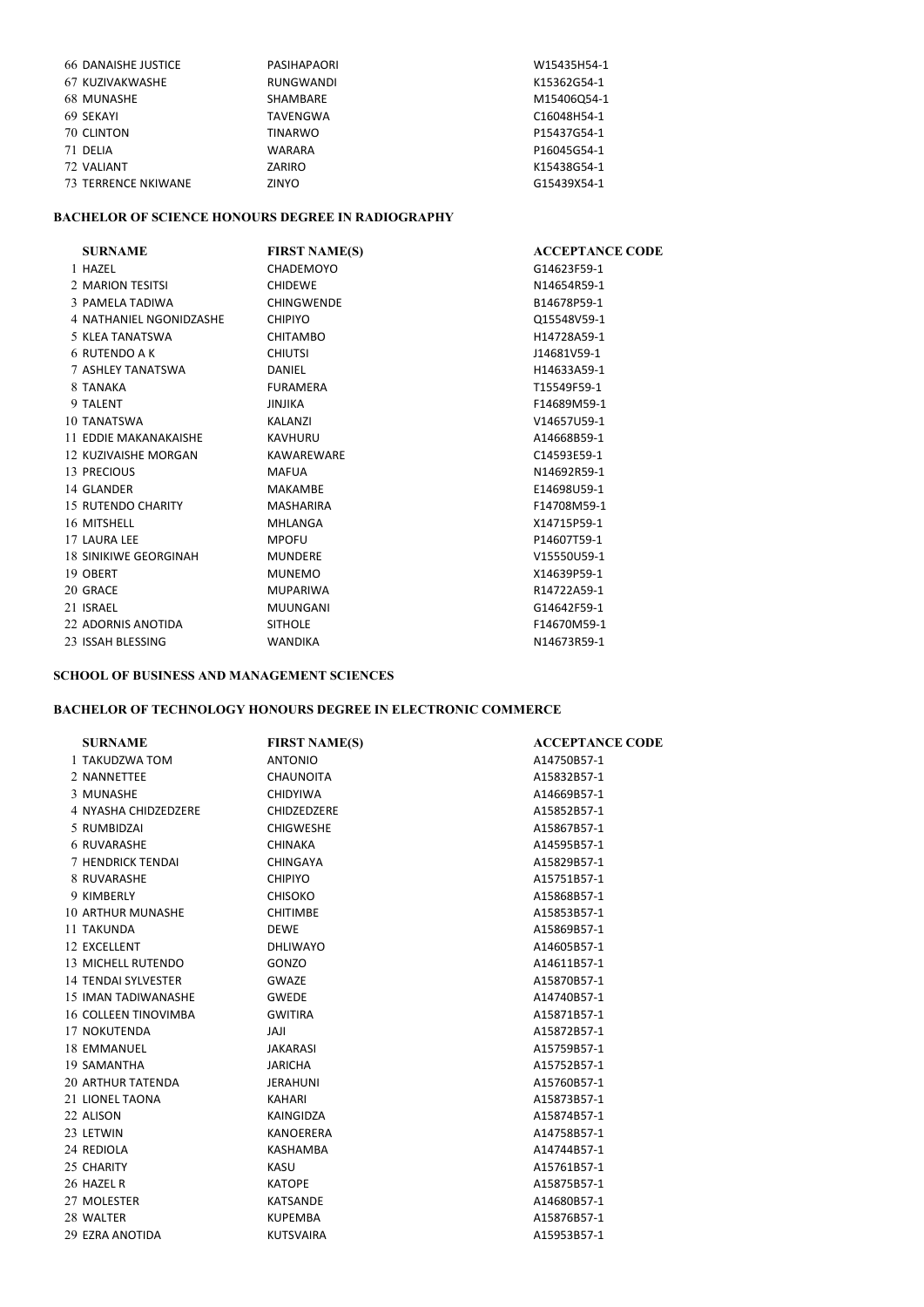| | | | |
|---|---|---|---|
| 66 | DANAISHE JUSTICE | PASIHAPAORI | W15435H54-1 |
| 67 | KUZIVAKWASHE | RUNGWANDI | K15362G54-1 |
| 68 | MUNASHE | SHAMBARE | M15406Q54-1 |
| 69 | SEKAYI | TAVENGWA | C16048H54-1 |
| 70 | CLINTON | TINARWO | P15437G54-1 |
| 71 | DELIA | WARARA | P16045G54-1 |
| 72 | VALIANT | ZARIRO | K15438G54-1 |
| 73 | TERRENCE NKIWANE | ZINYO | G15439X54-1 |

**BACHELOR OF SCIENCE HONOURS DEGREE IN RADIOGRAPHY**

| | SURNAME | FIRST NAME(S) | ACCEPTANCE CODE |
|---|---|---|---|
| 1 | HAZEL | CHADEMOYO | G14623F59-1 |
| 2 | MARION TESITSI | CHIDEWE | N14654R59-1 |
| 3 | PAMELA TADIWA | CHINGWENDE | B14678P59-1 |
| 4 | NATHANIEL NGONIDZASHE | CHIPIYO | Q15548V59-1 |
| 5 | KLEA TANATSWA | CHITAMBO | H14728A59-1 |
| 6 | RUTENDO A K | CHIUTSI | J14681V59-1 |
| 7 | ASHLEY TANATSWA | DANIEL | H14633A59-1 |
| 8 | TANAKA | FURAMERA | T15549F59-1 |
| 9 | TALENT | JINJIKA | F14689M59-1 |
| 10 | TANATSWA | KALANZI | V14657U59-1 |
| 11 | EDDIE MAKANAKAISHE | KAVHURU | A14668B59-1 |
| 12 | KUZIVAISHE MORGAN | KAWAREWARE | C14593E59-1 |
| 13 | PRECIOUS | MAFUA | N14692R59-1 |
| 14 | GLANDER | MAKAMBE | E14698U59-1 |
| 15 | RUTENDO CHARITY | MASHARIRA | F14708M59-1 |
| 16 | MITSHELL | MHLANGA | X14715P59-1 |
| 17 | LAURA LEE | MPOFU | P14607T59-1 |
| 18 | SINIKIWE GEORGINAH | MUNDERE | V15550U59-1 |
| 19 | OBERT | MUNEMO | X14639P59-1 |
| 20 | GRACE | MUPARIWA | R14722A59-1 |
| 21 | ISRAEL | MUUNGANI | G14642F59-1 |
| 22 | ADORNIS ANOTIDA | SITHOLE | F14670M59-1 |
| 23 | ISSAH BLESSING | WANDIKA | N14673R59-1 |

**SCHOOL OF BUSINESS AND MANAGEMENT SCIENCES**

**BACHELOR OF TECHNOLOGY HONOURS DEGREE IN ELECTRONIC COMMERCE**

| | SURNAME | FIRST NAME(S) | ACCEPTANCE CODE |
|---|---|---|---|
| 1 | TAKUDZWA TOM | ANTONIO | A14750B57-1 |
| 2 | NANNETTEE | CHAUNOITA | A15832B57-1 |
| 3 | MUNASHE | CHIDYIWA | A14669B57-1 |
| 4 | NYASHA CHIDZEDZERE | CHIDZEDZERE | A15852B57-1 |
| 5 | RUMBIDZAI | CHIGWESHE | A15867B57-1 |
| 6 | RUVARASHE | CHINAKA | A14595B57-1 |
| 7 | HENDRICK TENDAI | CHINGAYA | A15829B57-1 |
| 8 | RUVARASHE | CHIPIYO | A15751B57-1 |
| 9 | KIMBERLY | CHISOKO | A15868B57-1 |
| 10 | ARTHUR MUNASHE | CHITIMBE | A15853B57-1 |
| 11 | TAKUNDA | DEWE | A15869B57-1 |
| 12 | EXCELLENT | DHLIWAYO | A14605B57-1 |
| 13 | MICHELL RUTENDO | GONZO | A14611B57-1 |
| 14 | TENDAI SYLVESTER | GWAZE | A15870B57-1 |
| 15 | IMAN TADIWANASHE | GWEDE | A14740B57-1 |
| 16 | COLLEEN TINOVIMBA | GWITIRA | A15871B57-1 |
| 17 | NOKUTENDA | JAJI | A15872B57-1 |
| 18 | EMMANUEL | JAKARASI | A15759B57-1 |
| 19 | SAMANTHA | JARICHA | A15752B57-1 |
| 20 | ARTHUR TATENDA | JERAHUNI | A15760B57-1 |
| 21 | LIONEL TAONA | KAHARI | A15873B57-1 |
| 22 | ALISON | KAINGIDZA | A15874B57-1 |
| 23 | LETWIN | KANOERERA | A14758B57-1 |
| 24 | REDIOLA | KASHAMBA | A14744B57-1 |
| 25 | CHARITY | KASU | A15761B57-1 |
| 26 | HAZEL R | KATOPE | A15875B57-1 |
| 27 | MOLESTER | KATSANDE | A14680B57-1 |
| 28 | WALTER | KUPEMBA | A15876B57-1 |
| 29 | EZRA ANOTIDA | KUTSVAIRA | A15953B57-1 |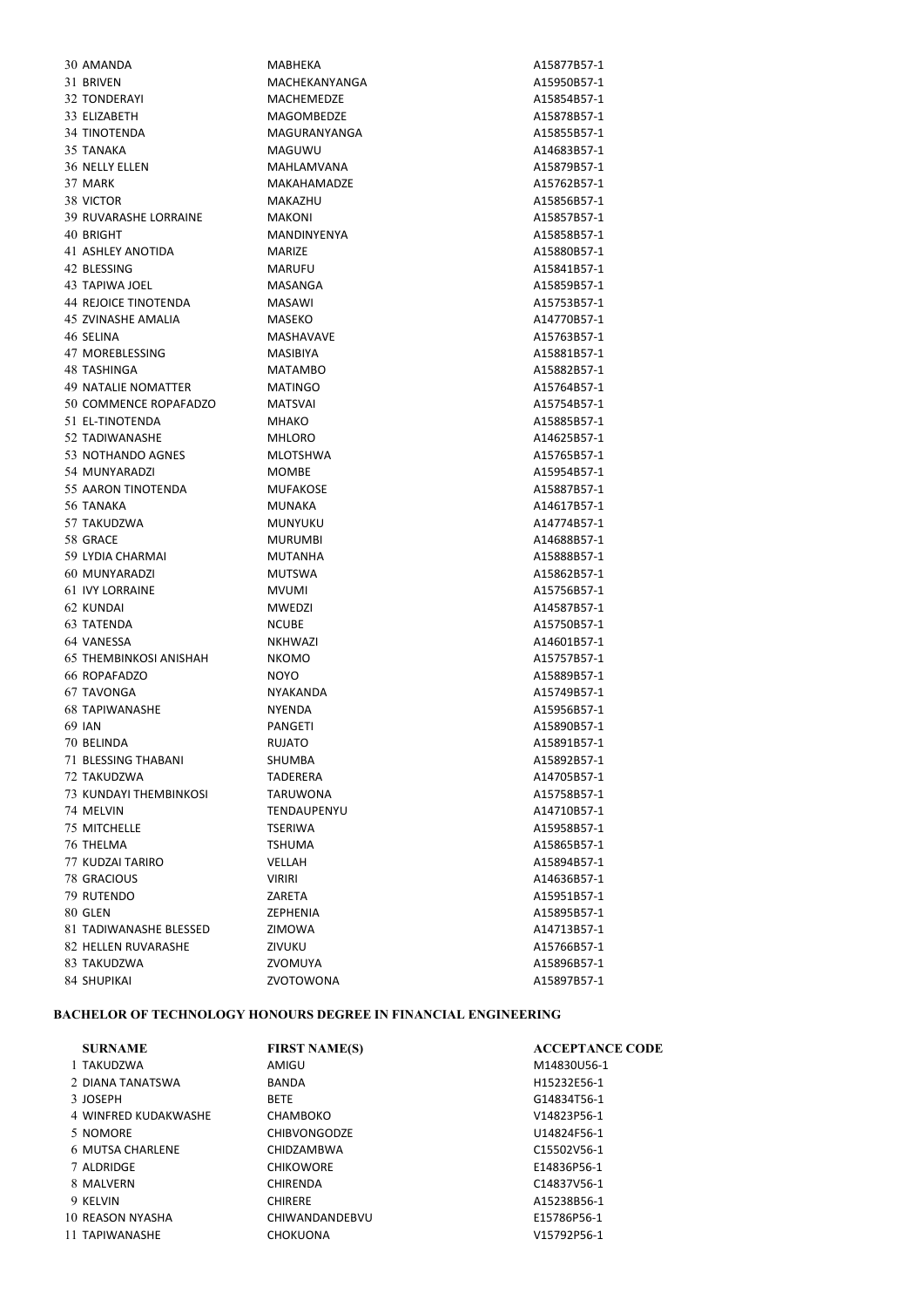| | | | |
|---|---|---|---|
| 30 | AMANDA | MABHEKA | A15877B57-1 |
| 31 | BRIVEN | MACHEKANYANGA | A15950B57-1 |
| 32 | TONDERAYI | MACHEMEDZE | A15854B57-1 |
| 33 | ELIZABETH | MAGOMBEDZE | A15878B57-1 |
| 34 | TINOTENDA | MAGURANYANGA | A15855B57-1 |
| 35 | TANAKA | MAGUWU | A14683B57-1 |
| 36 | NELLY ELLEN | MAHLAMVANA | A15879B57-1 |
| 37 | MARK | MAKAHAMADZE | A15762B57-1 |
| 38 | VICTOR | MAKAZHU | A15856B57-1 |
| 39 | RUVARASHE LORRAINE | MAKONI | A15857B57-1 |
| 40 | BRIGHT | MANDINYENYA | A15858B57-1 |
| 41 | ASHLEY ANOTIDA | MARIZE | A15880B57-1 |
| 42 | BLESSING | MARUFU | A15841B57-1 |
| 43 | TAPIWA JOEL | MASANGA | A15859B57-1 |
| 44 | REJOICE TINOTENDA | MASAWI | A15753B57-1 |
| 45 | ZVINASHE AMALIA | MASEKO | A14770B57-1 |
| 46 | SELINA | MASHAVAVE | A15763B57-1 |
| 47 | MOREBLESSING | MASIBIYA | A15881B57-1 |
| 48 | TASHINGA | MATAMBO | A15882B57-1 |
| 49 | NATALIE NOMATTER | MATINGO | A15764B57-1 |
| 50 | COMMENCE ROPAFADZO | MATSVAI | A15754B57-1 |
| 51 | EL-TINOTENDA | MHAKO | A15885B57-1 |
| 52 | TADIWANASHE | MHLORO | A14625B57-1 |
| 53 | NOTHANDO AGNES | MLOTSHWA | A15765B57-1 |
| 54 | MUNYARADZI | MOMBE | A15954B57-1 |
| 55 | AARON TINOTENDA | MUFAKOSE | A15887B57-1 |
| 56 | TANAKA | MUNAKA | A14617B57-1 |
| 57 | TAKUDZWA | MUNYUKU | A14774B57-1 |
| 58 | GRACE | MURUMBI | A14688B57-1 |
| 59 | LYDIA CHARMAI | MUTANHA | A15888B57-1 |
| 60 | MUNYARADZI | MUTSWA | A15862B57-1 |
| 61 | IVY LORRAINE | MVUMI | A15756B57-1 |
| 62 | KUNDAI | MWEDZI | A14587B57-1 |
| 63 | TATENDA | NCUBE | A15750B57-1 |
| 64 | VANESSA | NKHWAZI | A14601B57-1 |
| 65 | THEMBINKOSI ANISHAH | NKOMO | A15757B57-1 |
| 66 | ROPAFADZO | NOYO | A15889B57-1 |
| 67 | TAVONGA | NYAKANDA | A15749B57-1 |
| 68 | TAPIWANASHE | NYENDA | A15956B57-1 |
| 69 | IAN | PANGETI | A15890B57-1 |
| 70 | BELINDA | RUJATO | A15891B57-1 |
| 71 | BLESSING THABANI | SHUMBA | A15892B57-1 |
| 72 | TAKUDZWA | TADERERA | A14705B57-1 |
| 73 | KUNDAYI THEMBINKOSI | TARUWONA | A15758B57-1 |
| 74 | MELVIN | TENDAUPENYU | A14710B57-1 |
| 75 | MITCHELLE | TSERIWA | A15958B57-1 |
| 76 | THELMA | TSHUMA | A15865B57-1 |
| 77 | KUDZAI TARIRO | VELLAH | A15894B57-1 |
| 78 | GRACIOUS | VIRIRI | A14636B57-1 |
| 79 | RUTENDO | ZARETA | A15951B57-1 |
| 80 | GLEN | ZEPHENIA | A15895B57-1 |
| 81 | TADIWANASHE BLESSED | ZIMOWA | A14713B57-1 |
| 82 | HELLEN RUVARASHE | ZIVUKU | A15766B57-1 |
| 83 | TAKUDZWA | ZVOMUYA | A15896B57-1 |
| 84 | SHUPIKAI | ZVOTOWONA | A15897B57-1 |

**BACHELOR OF TECHNOLOGY HONOURS DEGREE IN FINANCIAL ENGINEERING**

| | SURNAME | FIRST NAME(S) | ACCEPTANCE CODE |
|---|---|---|---|
| 1 | TAKUDZWA | AMIGU | M14830U56-1 |
| 2 | DIANA TANATSWA | BANDA | H15232E56-1 |
| 3 | JOSEPH | BETE | G14834T56-1 |
| 4 | WINFRED KUDAKWASHE | CHAMBOKO | V14823P56-1 |
| 5 | NOMORE | CHIBVONGODZE | U14824F56-1 |
| 6 | MUTSA CHARLENE | CHIDZAMBWA | C15502V56-1 |
| 7 | ALDRIDGE | CHIKOWORE | E14836P56-1 |
| 8 | MALVERN | CHIRENDA | C14837V56-1 |
| 9 | KELVIN | CHIRERE | A15238B56-1 |
| 10 | REASON NYASHA | CHIWANDANDEBVU | E15786P56-1 |
| 11 | TAPIWANASHE | CHOKUONA | V15792P56-1 |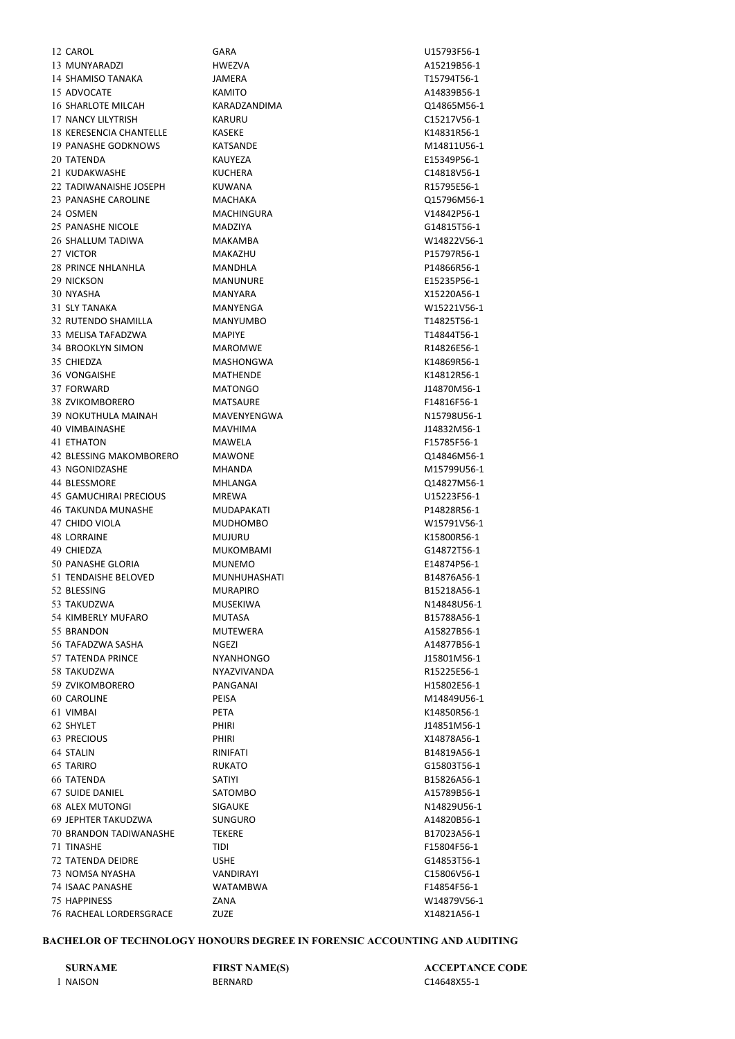| | | | |
|---|---|---|---|
| 12 | CAROL | GARA | U15793F56-1 |
| 13 | MUNYARADZI | HWEZVA | A15219B56-1 |
| 14 | SHAMISO TANAKA | JAMERA | T15794T56-1 |
| 15 | ADVOCATE | KAMITO | A14839B56-1 |
| 16 | SHARLOTE MILCAH | KARADZANDIMA | Q14865M56-1 |
| 17 | NANCY LILYTRISH | KARURU | C15217V56-1 |
| 18 | KERESENCIA CHANTELLE | KASEKE | K14831R56-1 |
| 19 | PANASHE GODKNOWS | KATSANDE | M14811U56-1 |
| 20 | TATENDA | KAUYEZA | E15349P56-1 |
| 21 | KUDAKWASHE | KUCHERA | C14818V56-1 |
| 22 | TADIWANAISHE JOSEPH | KUWANA | R15795E56-1 |
| 23 | PANASHE CAROLINE | MACHAKA | Q15796M56-1 |
| 24 | OSMEN | MACHINGURA | V14842P56-1 |
| 25 | PANASHE NICOLE | MADZIYA | G14815T56-1 |
| 26 | SHALLUM TADIWA | MAKAMBA | W14822V56-1 |
| 27 | VICTOR | MAKAZHU | P15797R56-1 |
| 28 | PRINCE NHLANHLA | MANDHLA | P14866R56-1 |
| 29 | NICKSON | MANUNURE | E15235P56-1 |
| 30 | NYASHA | MANYARA | X15220A56-1 |
| 31 | SLY TANAKA | MANYENGA | W15221V56-1 |
| 32 | RUTENDO SHAMILLA | MANYUMBO | T14825T56-1 |
| 33 | MELISA TAFADZWA | MAPIYE | T14844T56-1 |
| 34 | BROOKLYN SIMON | MAROMWE | R14826E56-1 |
| 35 | CHIEDZA | MASHONGWA | K14869R56-1 |
| 36 | VONGAISHE | MATHENDE | K14812R56-1 |
| 37 | FORWARD | MATONGO | J14870M56-1 |
| 38 | ZVIKOMBORERO | MATSAURE | F14816F56-1 |
| 39 | NOKUTHULA MAINAH | MAVENYENGWA | N15798U56-1 |
| 40 | VIMBAINASHE | MAVHIMA | J14832M56-1 |
| 41 | ETHATON | MAWELA | F15785F56-1 |
| 42 | BLESSING MAKOMBORERO | MAWONE | Q14846M56-1 |
| 43 | NGONIDZASHE | MHANDA | M15799U56-1 |
| 44 | BLESSMORE | MHLANGA | Q14827M56-1 |
| 45 | GAMUCHIRAI PRECIOUS | MREWA | U15223F56-1 |
| 46 | TAKUNDA MUNASHE | MUDAPAKATI | P14828R56-1 |
| 47 | CHIDO VIOLA | MUDHOMBO | W15791V56-1 |
| 48 | LORRAINE | MUJURU | K15800R56-1 |
| 49 | CHIEDZA | MUKOMBAMI | G14872T56-1 |
| 50 | PANASHE GLORIA | MUNEMO | E14874P56-1 |
| 51 | TENDAISHE BELOVED | MUNHUHASHATI | B14876A56-1 |
| 52 | BLESSING | MURAPIRO | B15218A56-1 |
| 53 | TAKUDZWA | MUSEKIWA | N14848U56-1 |
| 54 | KIMBERLY MUFARO | MUTASA | B15788A56-1 |
| 55 | BRANDON | MUTEWERA | A15827B56-1 |
| 56 | TAFADZWA SASHA | NGEZI | A14877B56-1 |
| 57 | TATENDA PRINCE | NYANHONGO | J15801M56-1 |
| 58 | TAKUDZWA | NYAZVIVANDA | R15225E56-1 |
| 59 | ZVIKOMBORERO | PANGANAI | H15802E56-1 |
| 60 | CAROLINE | PEISA | M14849U56-1 |
| 61 | VIMBAI | PETA | K14850R56-1 |
| 62 | SHYLET | PHIRI | J14851M56-1 |
| 63 | PRECIOUS | PHIRI | X14878A56-1 |
| 64 | STALIN | RINIFATI | B14819A56-1 |
| 65 | TARIRO | RUKATO | G15803T56-1 |
| 66 | TATENDA | SATIYI | B15826A56-1 |
| 67 | SUIDE DANIEL | SATOMBO | A15789B56-1 |
| 68 | ALEX MUTONGI | SIGAUKE | N14829U56-1 |
| 69 | JEPHTER TAKUDZWA | SUNGURO | A14820B56-1 |
| 70 | BRANDON TADIWANASHE | TEKERE | B17023A56-1 |
| 71 | TINASHE | TIDI | F15804F56-1 |
| 72 | TATENDA DEIDRE | USHE | G14853T56-1 |
| 73 | NOMSA NYASHA | VANDIRAYI | C15806V56-1 |
| 74 | ISAAC PANASHE | WATAMBWA | F14854F56-1 |
| 75 | HAPPINESS | ZANA | W14879V56-1 |
| 76 | RACHEAL LORDERSGRACE | ZUZE | X14821A56-1 |

## BACHELOR OF TECHNOLOGY HONOURS DEGREE IN FORENSIC ACCOUNTING AND AUDITING

| | SURNAME | FIRST NAME(S) | ACCEPTANCE CODE |
|---|---|---|---|
| 1 | NAISON | BERNARD | C14648X55-1 |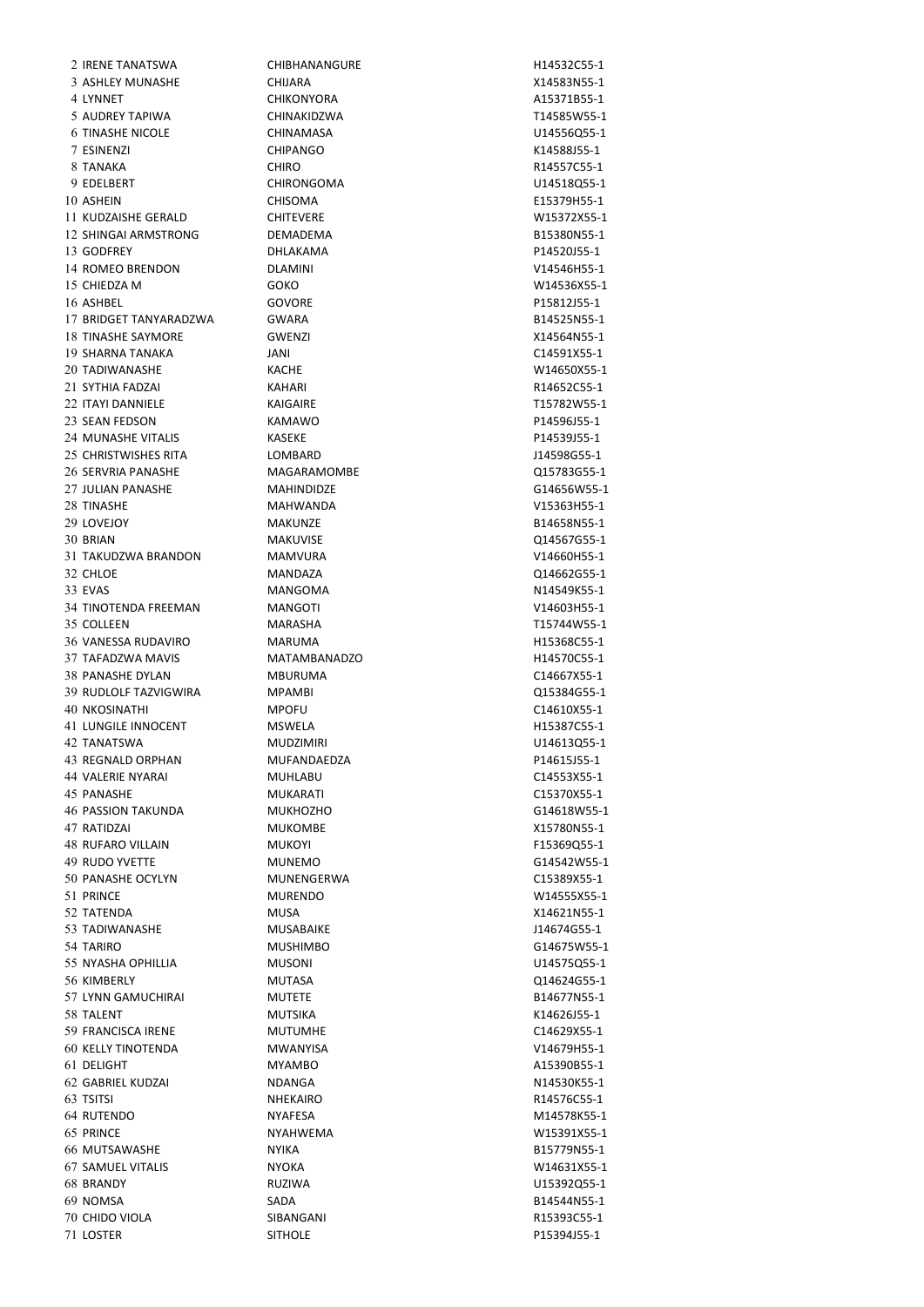| | | | |
|---|---|---|---|
| 2 | IRENE TANATSWA | CHIBHANANGURE | H14532C55-1 |
| 3 | ASHLEY MUNASHE | CHIJARA | X14583N55-1 |
| 4 | LYNNET | CHIKONYORA | A15371B55-1 |
| 5 | AUDREY TAPIWA | CHINAKIDZWA | T14585W55-1 |
| 6 | TINASHE NICOLE | CHINAMASA | U14556Q55-1 |
| 7 | ESINENZI | CHIPANGO | K14588J55-1 |
| 8 | TANAKA | CHIRO | R14557C55-1 |
| 9 | EDELBERT | CHIRONGOMA | U14518Q55-1 |
| 10 | ASHEIN | CHISOMA | E15379H55-1 |
| 11 | KUDZAISHE GERALD | CHITEVERE | W15372X55-1 |
| 12 | SHINGAI ARMSTRONG | DEMADEMA | B15380N55-1 |
| 13 | GODFREY | DHLAKAMA | P14520J55-1 |
| 14 | ROMEO BRENDON | DLAMINI | V14546H55-1 |
| 15 | CHIEDZA M | GOKO | W14536X55-1 |
| 16 | ASHBEL | GOVORE | P15812J55-1 |
| 17 | BRIDGET TANYARADZWA | GWARA | B14525N55-1 |
| 18 | TINASHE SAYMORE | GWENZI | X14564N55-1 |
| 19 | SHARNA TANAKA | JANI | C14591X55-1 |
| 20 | TADIWANASHE | KACHE | W14650X55-1 |
| 21 | SYTHIA FADZAI | KAHARI | R14652C55-1 |
| 22 | ITAYI DANNIELE | KAIGAIRE | T15782W55-1 |
| 23 | SEAN FEDSON | KAMAWO | P14596J55-1 |
| 24 | MUNASHE VITALIS | KASEKE | P14539J55-1 |
| 25 | CHRISTWISHES RITA | LOMBARD | J14598G55-1 |
| 26 | SERVRIA PANASHE | MAGARAMOMBE | Q15783G55-1 |
| 27 | JULIAN PANASHE | MAHINDIDZE | G14656W55-1 |
| 28 | TINASHE | MAHWANDA | V15363H55-1 |
| 29 | LOVEJOY | MAKUNZE | B14658N55-1 |
| 30 | BRIAN | MAKUVISE | Q14567G55-1 |
| 31 | TAKUDZWA BRANDON | MAMVURA | V14660H55-1 |
| 32 | CHLOE | MANDAZA | Q14662G55-1 |
| 33 | EVAS | MANGOMA | N14549K55-1 |
| 34 | TINOTENDA FREEMAN | MANGOTI | V14603H55-1 |
| 35 | COLLEEN | MARASHA | T15744W55-1 |
| 36 | VANESSA RUDAVIRO | MARUMA | H15368C55-1 |
| 37 | TAFADZWA MAVIS | MATAMBANADZO | H14570C55-1 |
| 38 | PANASHE DYLAN | MBURUMA | C14667X55-1 |
| 39 | RUDLOLF TAZVIGWIRA | MPAMBI | Q15384G55-1 |
| 40 | NKOSINATHI | MPOFU | C14610X55-1 |
| 41 | LUNGILE INNOCENT | MSWELA | H15387C55-1 |
| 42 | TANATSWA | MUDZIMIRI | U14613Q55-1 |
| 43 | REGNALD ORPHAN | MUFANDAEDZA | P14615J55-1 |
| 44 | VALERIE NYARAI | MUHLABU | C14553X55-1 |
| 45 | PANASHE | MUKARATI | C15370X55-1 |
| 46 | PASSION TAKUNDA | MUKHOZHO | G14618W55-1 |
| 47 | RATIDZAI | MUKOMBE | X15780N55-1 |
| 48 | RUFARO VILLAIN | MUKOYI | F15369Q55-1 |
| 49 | RUDO YVETTE | MUNEMO | G14542W55-1 |
| 50 | PANASHE OCYLYN | MUNENGERWA | C15389X55-1 |
| 51 | PRINCE | MURENDO | W14555X55-1 |
| 52 | TATENDA | MUSA | X14621N55-1 |
| 53 | TADIWANASHE | MUSABAIKE | J14674G55-1 |
| 54 | TARIRO | MUSHIMBO | G14675W55-1 |
| 55 | NYASHA OPHILLIA | MUSONI | U14575Q55-1 |
| 56 | KIMBERLY | MUTASA | Q14624G55-1 |
| 57 | LYNN GAMUCHIRAI | MUTETE | B14677N55-1 |
| 58 | TALENT | MUTSIKA | K14626J55-1 |
| 59 | FRANCISCA IRENE | MUTUMHE | C14629X55-1 |
| 60 | KELLY TINOTENDA | MWANYISA | V14679H55-1 |
| 61 | DELIGHT | MYAMBO | A15390B55-1 |
| 62 | GABRIEL KUDZAI | NDANGA | N14530K55-1 |
| 63 | TSITSI | NHEKAIRO | R14576C55-1 |
| 64 | RUTENDO | NYAFESA | M14578K55-1 |
| 65 | PRINCE | NYAHWEMA | W15391X55-1 |
| 66 | MUTSAWASHE | NYIKA | B15779N55-1 |
| 67 | SAMUEL VITALIS | NYOKA | W14631X55-1 |
| 68 | BRANDY | RUZIWA | U15392Q55-1 |
| 69 | NOMSA | SADA | B14544N55-1 |
| 70 | CHIDO VIOLA | SIBANGANI | R15393C55-1 |
| 71 | LOSTER | SITHOLE | P15394J55-1 |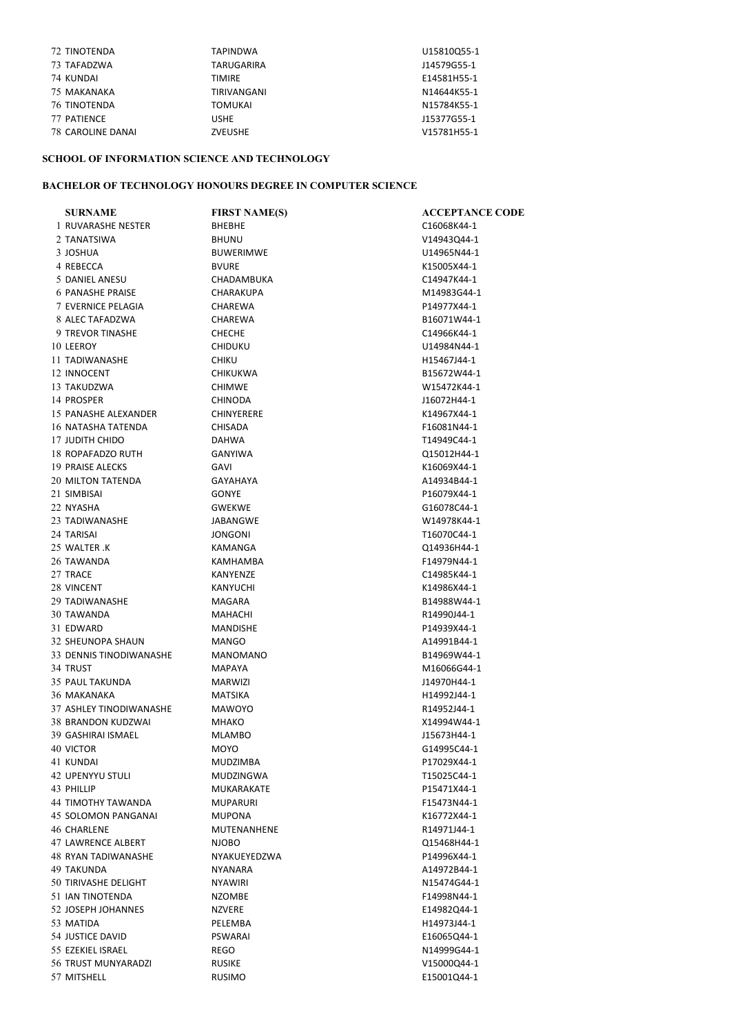| | | | |
|---|---|---|---|
| 72 | TINOTENDA | TAPINDWA | U15810Q55-1 |
| 73 | TAFADZWA | TARUGARIRA | J14579G55-1 |
| 74 | KUNDAI | TIMIRE | E14581H55-1 |
| 75 | MAKANAKA | TIRIVANGANI | N14644K55-1 |
| 76 | TINOTENDA | TOMUKAI | N15784K55-1 |
| 77 | PATIENCE | USHE | J15377G55-1 |
| 78 | CAROLINE DANAI | ZVEUSHE | V15781H55-1 |

**SCHOOL OF INFORMATION SCIENCE AND TECHNOLOGY**

**BACHELOR OF TECHNOLOGY HONOURS DEGREE IN COMPUTER SCIENCE**

| | SURNAME | FIRST NAME(S) | ACCEPTANCE CODE |
|---|---|---|---|
| 1 | RUVARASHE NESTER | BHEBHE | C16068K44-1 |
| 2 | TANATSIWA | BHUNU | V14943Q44-1 |
| 3 | JOSHUA | BUWERIMWE | U14965N44-1 |
| 4 | REBECCA | BVURE | K15005X44-1 |
| 5 | DANIEL ANESU | CHADAMBUKA | C14947K44-1 |
| 6 | PANASHE PRAISE | CHARAKUPA | M14983G44-1 |
| 7 | EVERNICE PELAGIA | CHAREWA | P14977X44-1 |
| 8 | ALEC TAFADZWA | CHAREWA | B16071W44-1 |
| 9 | TREVOR TINASHE | CHECHE | C14966K44-1 |
| 10 | LEEROY | CHIDUKU | U14984N44-1 |
| 11 | TADIWANASHE | CHIKU | H15467J44-1 |
| 12 | INNOCENT | CHIKUKWA | B15672W44-1 |
| 13 | TAKUDZWA | CHIMWE | W15472K44-1 |
| 14 | PROSPER | CHINODA | J16072H44-1 |
| 15 | PANASHE ALEXANDER | CHINYERERE | K14967X44-1 |
| 16 | NATASHA TATENDA | CHISADA | F16081N44-1 |
| 17 | JUDITH CHIDO | DAHWA | T14949C44-1 |
| 18 | ROPAFADZO RUTH | GANYIWA | Q15012H44-1 |
| 19 | PRAISE ALECKS | GAVI | K16069X44-1 |
| 20 | MILTON TATENDA | GAYAHAYA | A14934B44-1 |
| 21 | SIMBISAI | GONYE | P16079X44-1 |
| 22 | NYASHA | GWEKWE | G16078C44-1 |
| 23 | TADIWANASHE | JABANGWE | W14978K44-1 |
| 24 | TARISAI | JONGONI | T16070C44-1 |
| 25 | WALTER .K | KAMANGA | Q14936H44-1 |
| 26 | TAWANDA | KAMHAMBA | F14979N44-1 |
| 27 | TRACE | KANYENZE | C14985K44-1 |
| 28 | VINCENT | KANYUCHI | K14986X44-1 |
| 29 | TADIWANASHE | MAGARA | B14988W44-1 |
| 30 | TAWANDA | MAHACHI | R14990J44-1 |
| 31 | EDWARD | MANDISHE | P14939X44-1 |
| 32 | SHEUNOPA SHAUN | MANGO | A14991B44-1 |
| 33 | DENNIS TINODIWANASHE | MANOMANO | B14969W44-1 |
| 34 | TRUST | MAPAYA | M16066G44-1 |
| 35 | PAUL TAKUNDA | MARWIZI | J14970H44-1 |
| 36 | MAKANAKA | MATSIKA | H14992J44-1 |
| 37 | ASHLEY TINODIWANASHE | MAWOYO | R14952J44-1 |
| 38 | BRANDON KUDZWAI | MHAKO | X14994W44-1 |
| 39 | GASHIRAI ISMAEL | MLAMBO | J15673H44-1 |
| 40 | VICTOR | MOYO | G14995C44-1 |
| 41 | KUNDAI | MUDZIMBA | P17029X44-1 |
| 42 | UPENYYU STULI | MUDZINGWA | T15025C44-1 |
| 43 | PHILLIP | MUKARAKATE | P15471X44-1 |
| 44 | TIMOTHY TAWANDA | MUPARURI | F15473N44-1 |
| 45 | SOLOMON PANGANAI | MUPONA | K16772X44-1 |
| 46 | CHARLENE | MUTENANHENE | R14971J44-1 |
| 47 | LAWRENCE ALBERT | NJOBO | Q15468H44-1 |
| 48 | RYAN TADIWANASHE | NYAKUEYEDZWA | P14996X44-1 |
| 49 | TAKUNDA | NYANARA | A14972B44-1 |
| 50 | TIRIVASHE DELIGHT | NYAWIRI | N15474G44-1 |
| 51 | IAN TINOTENDA | NZOMBE | F14998N44-1 |
| 52 | JOSEPH JOHANNES | NZVERE | E14982Q44-1 |
| 53 | MATIDA | PELEMBA | H14973J44-1 |
| 54 | JUSTICE DAVID | PSWARAI | E16065Q44-1 |
| 55 | EZEKIEL ISRAEL | REGO | N14999G44-1 |
| 56 | TRUST MUNYARADZI | RUSIKE | V15000Q44-1 |
| 57 | MITSHELL | RUSIMO | E15001Q44-1 |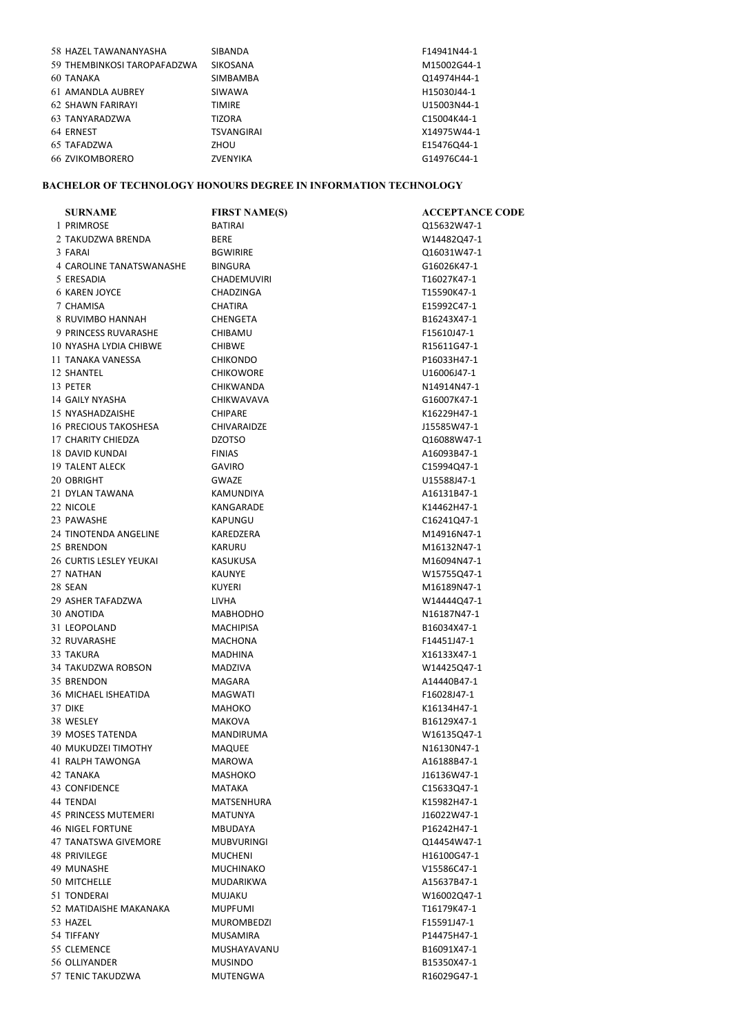| | | | |
|---|---|---|---|
| 58 | HAZEL TAWANANYASHA | SIBANDA | F14941N44-1 |
| 59 | THEMBINKOSI TAROPAFADZWA | SIKOSANA | M15002G44-1 |
| 60 | TANAKA | SIMBAMBA | Q14974H44-1 |
| 61 | AMANDLA AUBREY | SIWAWA | H15030J44-1 |
| 62 | SHAWN FARIRAYI | TIMIRE | U15003N44-1 |
| 63 | TANYARADZWA | TIZORA | C15004K44-1 |
| 64 | ERNEST | TSVANGIRAI | X14975W44-1 |
| 65 | TAFADZWA | ZHOU | E15476Q44-1 |
| 66 | ZVIKOMBORERO | ZVENYIKA | G14976C44-1 |

## BACHELOR OF TECHNOLOGY HONOURS DEGREE IN INFORMATION TECHNOLOGY

| | SURNAME | FIRST NAME(S) | ACCEPTANCE CODE |
|---|---|---|---|
| 1 | PRIMROSE | BATIRAI | Q15632W47-1 |
| 2 | TAKUDZWA BRENDA | BERE | W14482Q47-1 |
| 3 | FARAI | BGWIRIRE | Q16031W47-1 |
| 4 | CAROLINE TANATSWANASHE | BINGURA | G16026K47-1 |
| 5 | ERESADIA | CHADEMUVIRI | T16027K47-1 |
| 6 | KAREN JOYCE | CHADZINGA | T15590K47-1 |
| 7 | CHAMISA | CHATIRA | E15992C47-1 |
| 8 | RUVIMBO HANNAH | CHENGETA | B16243X47-1 |
| 9 | PRINCESS RUVARASHE | CHIBAMU | F15610J47-1 |
| 10 | NYASHA LYDIA CHIBWE | CHIBWE | R15611G47-1 |
| 11 | TANAKA VANESSA | CHIKONDO | P16033H47-1 |
| 12 | SHANTEL | CHIKOWORE | U16006J47-1 |
| 13 | PETER | CHIKWANDA | N14914N47-1 |
| 14 | GAILY NYASHA | CHIKWAVAVA | G16007K47-1 |
| 15 | NYASHADZAISHE | CHIPARE | K16229H47-1 |
| 16 | PRECIOUS TAKOSHESA | CHIVARAIDZE | J15585W47-1 |
| 17 | CHARITY CHIEDZA | DZOTSO | Q16088W47-1 |
| 18 | DAVID KUNDAI | FINIAS | A16093B47-1 |
| 19 | TALENT ALECK | GAVIRO | C15994Q47-1 |
| 20 | OBRIGHT | GWAZE | U15588J47-1 |
| 21 | DYLAN TAWANA | KAMUNDIYA | A16131B47-1 |
| 22 | NICOLE | KANGARADE | K14462H47-1 |
| 23 | PAWASHE | KAPUNGU | C16241Q47-1 |
| 24 | TINOTENDA ANGELINE | KAREDZERA | M14916N47-1 |
| 25 | BRENDON | KARURU | M16132N47-1 |
| 26 | CURTIS LESLEY YEUKAI | KASUKUSA | M16094N47-1 |
| 27 | NATHAN | KAUNYE | W15755Q47-1 |
| 28 | SEAN | KUYERI | M16189N47-1 |
| 29 | ASHER TAFADZWA | LIVHA | W14444Q47-1 |
| 30 | ANOTIDA | MABHODHO | N16187N47-1 |
| 31 | LEOPOLAND | MACHIPISA | B16034X47-1 |
| 32 | RUVARASHE | MACHONA | F14451J47-1 |
| 33 | TAKURA | MADHINA | X16133X47-1 |
| 34 | TAKUDZWA ROBSON | MADZIVA | W14425Q47-1 |
| 35 | BRENDON | MAGARA | A14440B47-1 |
| 36 | MICHAEL ISHEATIDA | MAGWATI | F16028J47-1 |
| 37 | DIKE | MAHOKO | K16134H47-1 |
| 38 | WESLEY | MAKOVA | B16129X47-1 |
| 39 | MOSES TATENDA | MANDIRUMA | W16135Q47-1 |
| 40 | MUKUDZEI TIMOTHY | MAQUEE | N16130N47-1 |
| 41 | RALPH TAWONGA | MAROWA | A16188B47-1 |
| 42 | TANAKA | MASHOKO | J16136W47-1 |
| 43 | CONFIDENCE | MATAKA | C15633Q47-1 |
| 44 | TENDAI | MATSENHURA | K15982H47-1 |
| 45 | PRINCESS MUTEMERI | MATUNYA | J16022W47-1 |
| 46 | NIGEL FORTUNE | MBUDAYA | P16242H47-1 |
| 47 | TANATSWA GIVEMORE | MUBVURINGI | Q14454W47-1 |
| 48 | PRIVILEGE | MUCHENI | H16100G47-1 |
| 49 | MUNASHE | MUCHINAKO | V15586C47-1 |
| 50 | MITCHELLE | MUDARIKWA | A15637B47-1 |
| 51 | TONDERAI | MUJAKU | W16002Q47-1 |
| 52 | MATIDAISHE MAKANAKA | MUPFUMI | T16179K47-1 |
| 53 | HAZEL | MUROMBEDZI | F15591J47-1 |
| 54 | TIFFANY | MUSAMIRA | P14475H47-1 |
| 55 | CLEMENCE | MUSHAYAVANU | B16091X47-1 |
| 56 | OLLIYANDER | MUSINDO | B15350X47-1 |
| 57 | TENIC TAKUDZWA | MUTENGWA | R16029G47-1 |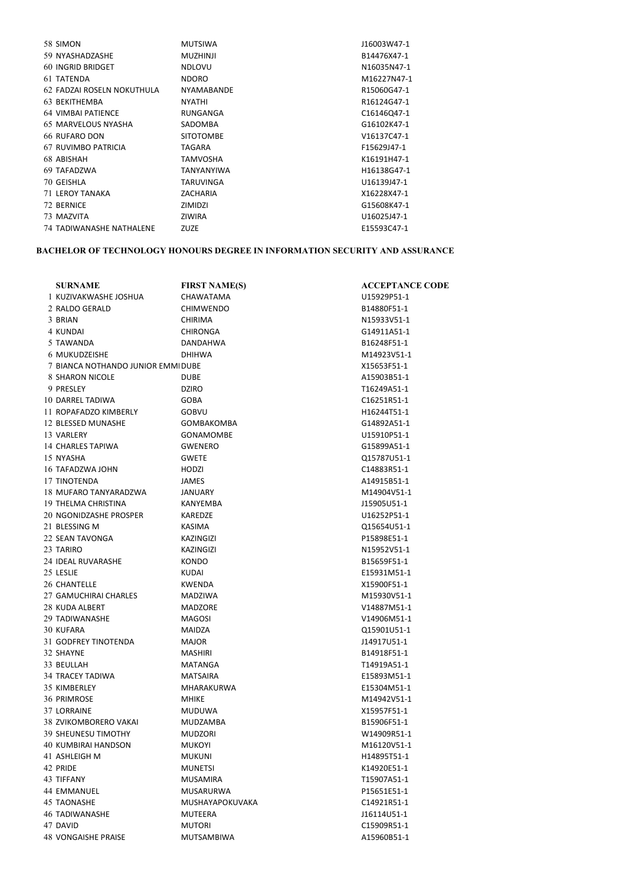| | | | |
|---|---|---|---|
| 58 | SIMON | MUTSIWA | J16003W47-1 |
| 59 | NYASHADZASHE | MUZHINJI | B14476X47-1 |
| 60 | INGRID BRIDGET | NDLOVU | N16035N47-1 |
| 61 | TATENDA | NDORO | M16227N47-1 |
| 62 | FADZAI ROSELN NOKUTHULA | NYAMABANDE | R15060G47-1 |
| 63 | BEKITHEMBA | NYATHI | R16124G47-1 |
| 64 | VIMBAI PATIENCE | RUNGANGA | C16146Q47-1 |
| 65 | MARVELOUS NYASHA | SADOMBA | G16102K47-1 |
| 66 | RUFARO DON | SITOTOMBE | V16137C47-1 |
| 67 | RUVIMBO PATRICIA | TAGARA | F15629J47-1 |
| 68 | ABISHAH | TAMVOSHA | K16191H47-1 |
| 69 | TAFADZWA | TANYANYIWA | H16138G47-1 |
| 70 | GEISHLA | TARUVINGA | U16139J47-1 |
| 71 | LEROY TANAKA | ZACHARIA | X16228X47-1 |
| 72 | BERNICE | ZIMIDZI | G15608K47-1 |
| 73 | MAZVITA | ZIWIRA | U16025J47-1 |
| 74 | TADIWANASHE NATHALENE | ZUZE | E15593C47-1 |

**BACHELOR OF TECHNOLOGY HONOURS DEGREE IN INFORMATION SECURITY AND ASSURANCE**

| | SURNAME | FIRST NAME(S) | ACCEPTANCE CODE |
|---|---|---|---|
| 1 | KUZIVAKWASHE JOSHUA | CHAWATAMA | U15929P51-1 |
| 2 | RALDO GERALD | CHIMWENDO | B14880F51-1 |
| 3 | BRIAN | CHIRIMA | N15933V51-1 |
| 4 | KUNDAI | CHIRONGA | G14911A51-1 |
| 5 | TAWANDA | DANDAHWA | B16248F51-1 |
| 6 | MUKUDZEISHE | DHIHWA | M14923V51-1 |
| 7 | BIANCA NOTHANDO JUNIOR EMMI | DUBE | X15653F51-1 |
| 8 | SHARON NICOLE | DUBE | A15903B51-1 |
| 9 | PRESLEY | DZIRO | T16249A51-1 |
| 10 | DARREL TADIWA | GOBA | C16251R51-1 |
| 11 | ROPAFADZO KIMBERLY | GOBVU | H16244T51-1 |
| 12 | BLESSED MUNASHE | GOMBAKOMBA | G14892A51-1 |
| 13 | VARLERY | GONAMOMBE | U15910P51-1 |
| 14 | CHARLES TAPIWA | GWENERO | G15899A51-1 |
| 15 | NYASHA | GWETE | Q15787U51-1 |
| 16 | TAFADZWA JOHN | HODZI | C14883R51-1 |
| 17 | TINOTENDA | JAMES | A14915B51-1 |
| 18 | MUFARO TANYARADZWA | JANUARY | M14904V51-1 |
| 19 | THELMA CHRISTINA | KANYEMBA | J15905U51-1 |
| 20 | NGONIDZASHE PROSPER | KAREDZE | U16252P51-1 |
| 21 | BLESSING M | KASIMA | Q15654U51-1 |
| 22 | SEAN TAVONGA | KAZINGIZI | P15898E51-1 |
| 23 | TARIRO | KAZINGIZI | N15952V51-1 |
| 24 | IDEAL RUVARASHE | KONDO | B15659F51-1 |
| 25 | LESLIE | KUDAI | E15931M51-1 |
| 26 | CHANTELLE | KWENDA | X15900F51-1 |
| 27 | GAMUCHIRAI CHARLES | MADZIWA | M15930V51-1 |
| 28 | KUDA ALBERT | MADZORE | V14887M51-1 |
| 29 | TADIWANASHE | MAGOSI | V14906M51-1 |
| 30 | KUFARA | MAIDZA | Q15901U51-1 |
| 31 | GODFREY TINOTENDA | MAJOR | J14917U51-1 |
| 32 | SHAYNE | MASHIRI | B14918F51-1 |
| 33 | BEULLAH | MATANGA | T14919A51-1 |
| 34 | TRACEY TADIWA | MATSAIRA | E15893M51-1 |
| 35 | KIMBERLEY | MHARAKURWA | E15304M51-1 |
| 36 | PRIMROSE | MHIKE | M14942V51-1 |
| 37 | LORRAINE | MUDUWA | X15957F51-1 |
| 38 | ZVIKOMBORERO VAKAI | MUDZAMBA | B15906F51-1 |
| 39 | SHEUNESU TIMOTHY | MUDZORI | W14909R51-1 |
| 40 | KUMBIRAI HANDSON | MUKOYI | M16120V51-1 |
| 41 | ASHLEIGH M | MUKUNI | H14895T51-1 |
| 42 | PRIDE | MUNETSI | K14920E51-1 |
| 43 | TIFFANY | MUSAMIRA | T15907A51-1 |
| 44 | EMMANUEL | MUSARURWA | P15651E51-1 |
| 45 | TAONASHE | MUSHAYAPOKUVAKA | C14921R51-1 |
| 46 | TADIWANASHE | MUTEERA | J16114U51-1 |
| 47 | DAVID | MUTORI | C15909R51-1 |
| 48 | VONGAISHE PRAISE | MUTSAMBIWA | A15960B51-1 |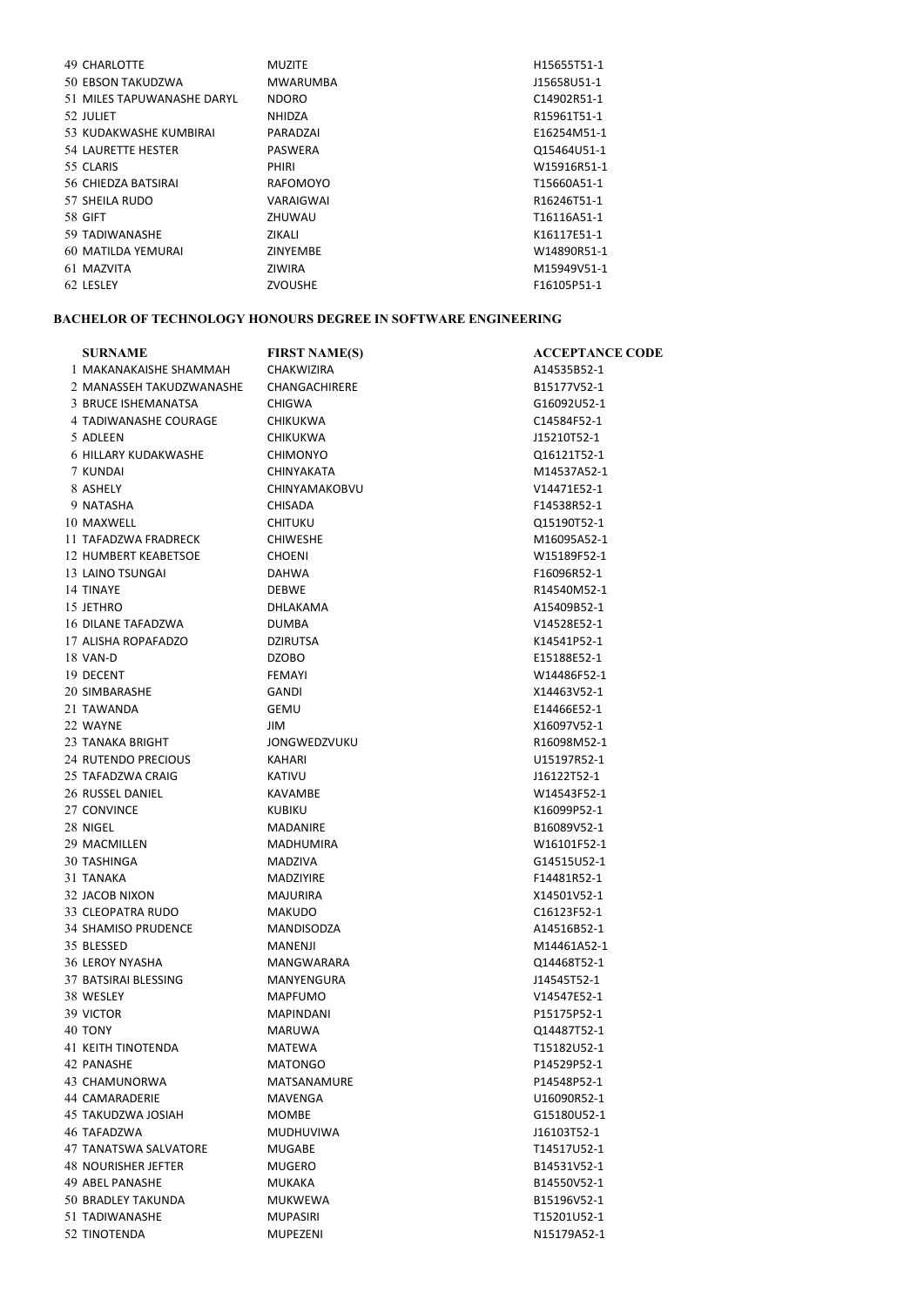| | | | |
|---|---|---|---|
| 49 | CHARLOTTE | MUZITE | H15655T51-1 |
| 50 | EBSON TAKUDZWA | MWARUMBA | J15658U51-1 |
| 51 | MILES TAPUWANASHE DARYL | NDORO | C14902R51-1 |
| 52 | JULIET | NHIDZA | R15961T51-1 |
| 53 | KUDAKWASHE KUMBIRAI | PARADZAI | E16254M51-1 |
| 54 | LAURETTE HESTER | PASWERA | Q15464U51-1 |
| 55 | CLARIS | PHIRI | W15916R51-1 |
| 56 | CHIEDZA BATSIRAI | RAFOMOYO | T15660A51-1 |
| 57 | SHEILA RUDO | VARAIGWAI | R16246T51-1 |
| 58 | GIFT | ZHUWAU | T16116A51-1 |
| 59 | TADIWANASHE | ZIKALI | K16117E51-1 |
| 60 | MATILDA YEMURAI | ZINYEMBE | W14890R51-1 |
| 61 | MAZVITA | ZIWIRA | M15949V51-1 |
| 62 | LESLEY | ZVOUSHE | F16105P51-1 |

**BACHELOR OF TECHNOLOGY HONOURS DEGREE IN SOFTWARE ENGINEERING**

| | SURNAME | FIRST NAME(S) | ACCEPTANCE CODE |
|---|---|---|---|
| 1 | MAKANAKAISHE SHAMMAH | CHAKWIZIRA | A14535B52-1 |
| 2 | MANASSEH TAKUDZWANASHE | CHANGACHIRERE | B15177V52-1 |
| 3 | BRUCE ISHEMANATSA | CHIGWA | G16092U52-1 |
| 4 | TADIWANASHE COURAGE | CHIKUKWA | C14584F52-1 |
| 5 | ADLEEN | CHIKUKWA | J15210T52-1 |
| 6 | HILLARY KUDAKWASHE | CHIMONYO | Q16121T52-1 |
| 7 | KUNDAI | CHINYAKATA | M14537A52-1 |
| 8 | ASHELY | CHINYAMAKOBVU | V14471E52-1 |
| 9 | NATASHA | CHISADA | F14538R52-1 |
| 10 | MAXWELL | CHITUKU | Q15190T52-1 |
| 11 | TAFADZWA FRADRECK | CHIWESHE | M16095A52-1 |
| 12 | HUMBERT KEABETSOE | CHOENI | W15189F52-1 |
| 13 | LAINO TSUNGAI | DAHWA | F16096R52-1 |
| 14 | TINAYE | DEBWE | R14540M52-1 |
| 15 | JETHRO | DHLAKAMA | A15409B52-1 |
| 16 | DILANE TAFADZWA | DUMBA | V14528E52-1 |
| 17 | ALISHA ROPAFADZO | DZIRUTSA | K14541P52-1 |
| 18 | VAN-D | DZOBO | E15188E52-1 |
| 19 | DECENT | FEMAYI | W14486F52-1 |
| 20 | SIMBARASHE | GANDI | X14463V52-1 |
| 21 | TAWANDA | GEMU | E14466E52-1 |
| 22 | WAYNE | JIM | X16097V52-1 |
| 23 | TANAKA BRIGHT | JONGWEDZVUKU | R16098M52-1 |
| 24 | RUTENDO PRECIOUS | KAHARI | U15197R52-1 |
| 25 | TAFADZWA CRAIG | KATIVU | J16122T52-1 |
| 26 | RUSSEL DANIEL | KAVAMBE | W14543F52-1 |
| 27 | CONVINCE | KUBIKU | K16099P52-1 |
| 28 | NIGEL | MADANIRE | B16089V52-1 |
| 29 | MACMILLEN | MADHUMIRA | W16101F52-1 |
| 30 | TASHINGA | MADZIVA | G14515U52-1 |
| 31 | TANAKA | MADZIYIRE | F14481R52-1 |
| 32 | JACOB NIXON | MAJURIRA | X14501V52-1 |
| 33 | CLEOPATRA RUDO | MAKUDO | C16123F52-1 |
| 34 | SHAMISO PRUDENCE | MANDISODZA | A14516B52-1 |
| 35 | BLESSED | MANENJI | M14461A52-1 |
| 36 | LEROY NYASHA | MANGWARARA | Q14468T52-1 |
| 37 | BATSIRAI BLESSING | MANYENGURA | J14545T52-1 |
| 38 | WESLEY | MAPFUMO | V14547E52-1 |
| 39 | VICTOR | MAPINDANI | P15175P52-1 |
| 40 | TONY | MARUWA | Q14487T52-1 |
| 41 | KEITH TINOTENDA | MATEWA | T15182U52-1 |
| 42 | PANASHE | MATONGO | P14529P52-1 |
| 43 | CHAMUNORWA | MATSANAMURE | P14548P52-1 |
| 44 | CAMARADERIE | MAVENGA | U16090R52-1 |
| 45 | TAKUDZWA JOSIAH | MOMBE | G15180U52-1 |
| 46 | TAFADZWA | MUDHUVIWA | J16103T52-1 |
| 47 | TANATSWA SALVATORE | MUGABE | T14517U52-1 |
| 48 | NOURISHER JEFTER | MUGERO | B14531V52-1 |
| 49 | ABEL PANASHE | MUKAKA | B14550V52-1 |
| 50 | BRADLEY TAKUNDA | MUKWEWA | B15196V52-1 |
| 51 | TADIWANASHE | MUPASIRI | T15201U52-1 |
| 52 | TINOTENDA | MUPEZENI | N15179A52-1 |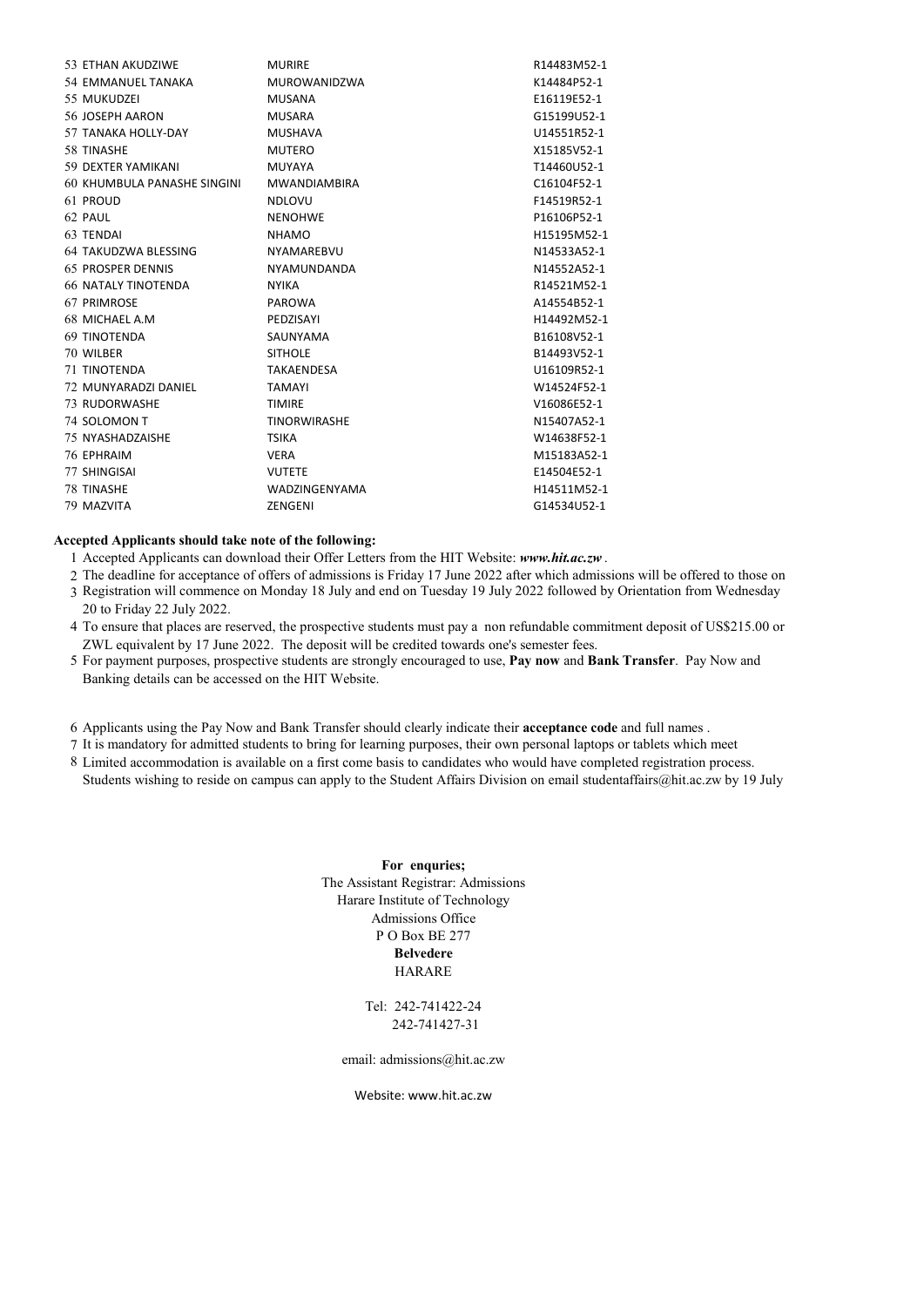| | | | |
|---|---|---|---|
| 53 | ETHAN AKUDZIWE | MURIRE | R14483M52-1 |
| 54 | EMMANUEL TANAKA | MUROWANIDZWA | K14484P52-1 |
| 55 | MUKUDZEI | MUSANA | E16119E52-1 |
| 56 | JOSEPH AARON | MUSARA | G15199U52-1 |
| 57 | TANAKA HOLLY-DAY | MUSHAVA | U14551R52-1 |
| 58 | TINASHE | MUTERO | X15185V52-1 |
| 59 | DEXTER YAMIKANI | MUYAYA | T14460U52-1 |
| 60 | KHUMBULA PANASHE SINGINI | MWANDIAMBIRA | C16104F52-1 |
| 61 | PROUD | NDLOVU | F14519R52-1 |
| 62 | PAUL | NENOHWE | P16106P52-1 |
| 63 | TENDAI | NHAMO | H15195M52-1 |
| 64 | TAKUDZWA BLESSING | NYAMAREBVU | N14533A52-1 |
| 65 | PROSPER DENNIS | NYAMUNDANDA | N14552A52-1 |
| 66 | NATALY TINOTENDA | NYIKA | R14521M52-1 |
| 67 | PRIMROSE | PAROWA | A14554B52-1 |
| 68 | MICHAEL A.M | PEDZISAYI | H14492M52-1 |
| 69 | TINOTENDA | SAUNYAMA | B16108V52-1 |
| 70 | WILBER | SITHOLE | B14493V52-1 |
| 71 | TINOTENDA | TAKAENDESA | U16109R52-1 |
| 72 | MUNYARADZI DANIEL | TAMAYI | W14524F52-1 |
| 73 | RUDORWASHE | TIMIRE | V16086E52-1 |
| 74 | SOLOMON T | TINORWIRASHE | N15407A52-1 |
| 75 | NYASHADZAISHE | TSIKA | W14638F52-1 |
| 76 | EPHRAIM | VERA | M15183A52-1 |
| 77 | SHINGISAI | VUTETE | E14504E52-1 |
| 78 | TINASHE | WADZINGENYAMA | H14511M52-1 |
| 79 | MAZVITA | ZENGENI | G14534U52-1 |

**Accepted Applicants should take note of the following:**

1. Accepted Applicants can download their Offer Letters from the HIT Website: ***www.hit.ac.zw*** .
2. The deadline for acceptance of offers of admissions is Friday 17 June 2022 after which admissions will be offered to those on
3. Registration will commence on Monday 18 July and end on Tuesday 19 July 2022 followed by Orientation from Wednesday 20 to Friday 22 July 2022.
4. To ensure that places are reserved, the prospective students must pay a non refundable commitment deposit of US$215.00 or ZWL equivalent by 17 June 2022. The deposit will be credited towards one's semester fees.
5. For payment purposes, prospective students are strongly encouraged to use, **Pay now** and **Bank Transfer**. Pay Now and Banking details can be accessed on the HIT Website.
6. Applicants using the Pay Now and Bank Transfer should clearly indicate their **acceptance code** and full names .
7. It is mandatory for admitted students to bring for learning purposes, their own personal laptops or tablets which meet
8. Limited accommodation is available on a first come basis to candidates who would have completed registration process. Students wishing to reside on campus can apply to the Student Affairs Division on email studentaffairs@hit.ac.zw by 19 July

**For enquries;**
The Assistant Registrar: Admissions
Harare Institute of Technology
Admissions Office
P O Box BE 277
**Belvedere**
HARARE

Tel: 242-741422-24
242-741427-31

email: admissions@hit.ac.zw

Website: www.hit.ac.zw